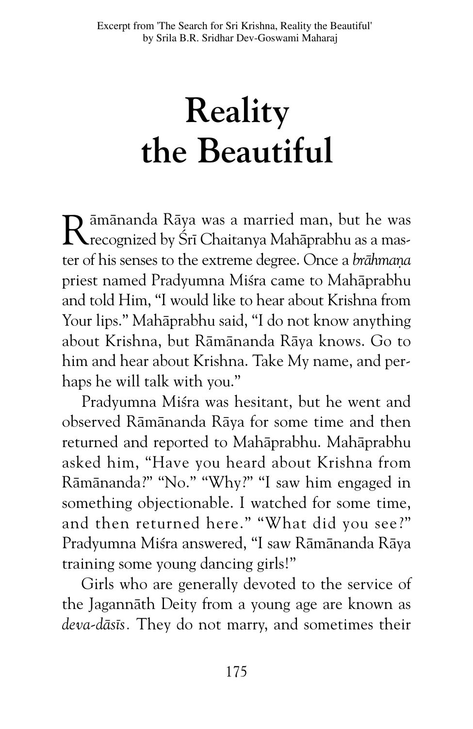# Reality the Beautiful

Rāmānanda Rāya was a married man, but he was recognized by Śrī Chaitanya Mahāprabhu as a master of his senses to the extreme degree. Once a *brāhmaṇa* priest named Pradyumna Miśra came to Mahāprabhu and told Him, "I would like to hear about Krishna from Your lips." Mahāprabhu said, "I do not know anything about Krishna, but Rāmānanda Rāya knows. Go to him and hear about Krishna. Take My name, and perhaps he will talk with you."

Pradyumna Miśra was hesitant, but he went and observed Rāmānanda Rāya for some time and then returned and reported to Mahāprabhu. Mahāprabhu asked him, "Have you heard about Krishna from Rāmānanda?" "No." "Why?" "I saw him engaged in something objectionable. I watched for some time, and then returned here." "What did you see?" Pradyumna Miśra answered, "I saw Rāmānanda Rāya training some young dancing girls!"

Girls who are generally devoted to the service of the Jagannāth Deity from a young age are known as *deva-dāsīs*. They do not marry, and sometimes their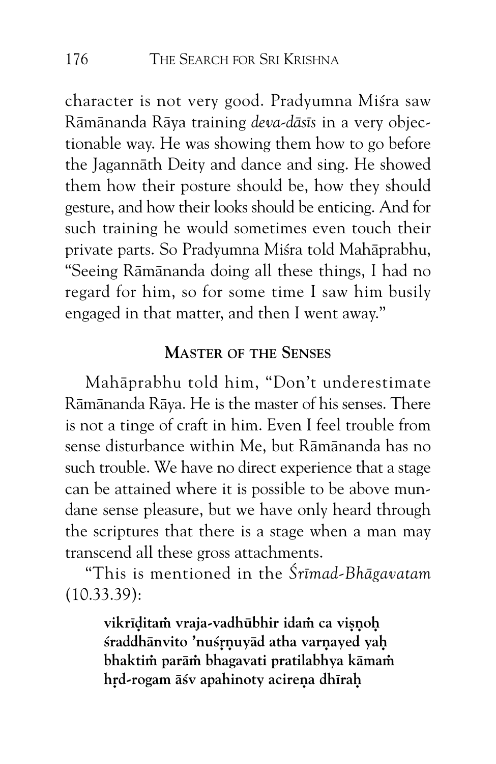character is not very good. Pradyumna Miśra saw Rāmānanda Rāya training *deva-dāsīs* in a very objectionable way. He was showing them how to go before the Jagannāth Deity and dance and sing. He showed them how their posture should be, how they should gesture, and how their looks should be enticing. And for such training he would sometimes even touch their private parts. So Pradyumna Miśra told Mahāprabhu, "Seeing Rāmānanda doing all these things, I had no regard for him, so for some time I saw him busily engaged in that matter, and then I went away."

## Master of the Senses

Mahāprabhu told him, "Don't underestimate Rāmānanda Rāya. He is the master of his senses. There is not a tinge of craft in him. Even I feel trouble from sense disturbance within Me, but Rāmānanda has no such trouble. We have no direct experience that a stage can be attained where it is possible to be above mundane sense pleasure, but we have only heard through the scriptures that there is a stage when a man may transcend all these gross attachments.

"This is mentioned in the *Śrīmad-Bhāgavatam* (10.33.39):

> **vikrīḍitaṁ vraja-vadhūbhir idaṁ ca viṣṇoḥ**
> **śraddhānvito 'nuśṛṇuyād atha varṇayed yaḥ**
> **bhaktiṁ parāṁ bhagavati pratilabhya kāmaṁ**
> **hṛd-rogam āśv apahinoty acireṇa dhīraḥ**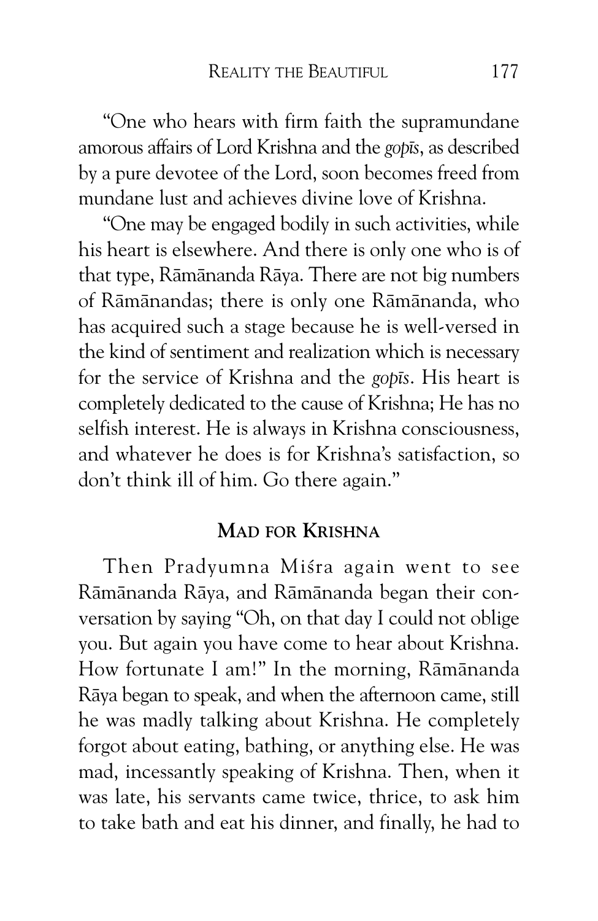"One who hears with firm faith the supramundane amorous affairs of Lord Krishna and the *gopīs*, as described by a pure devotee of the Lord, soon becomes freed from mundane lust and achieves divine love of Krishna.

"One may be engaged bodily in such activities, while his heart is elsewhere. And there is only one who is of that type, Rāmānanda Rāya. There are not big numbers of Rāmānandas; there is only one Rāmānanda, who has acquired such a stage because he is well-versed in the kind of sentiment and realization which is necessary for the service of Krishna and the *gopīs*. His heart is completely dedicated to the cause of Krishna; He has no selfish interest. He is always in Krishna consciousness, and whatever he does is for Krishna's satisfaction, so don't think ill of him. Go there again."

## Mad for Krishna

Then Pradyumna Miśra again went to see Rāmānanda Rāya, and Rāmānanda began their conversation by saying "Oh, on that day I could not oblige you. But again you have come to hear about Krishna. How fortunate I am!" In the morning, Rāmānanda Rāya began to speak, and when the afternoon came, still he was madly talking about Krishna. He completely forgot about eating, bathing, or anything else. He was mad, incessantly speaking of Krishna. Then, when it was late, his servants came twice, thrice, to ask him to take bath and eat his dinner, and finally, he had to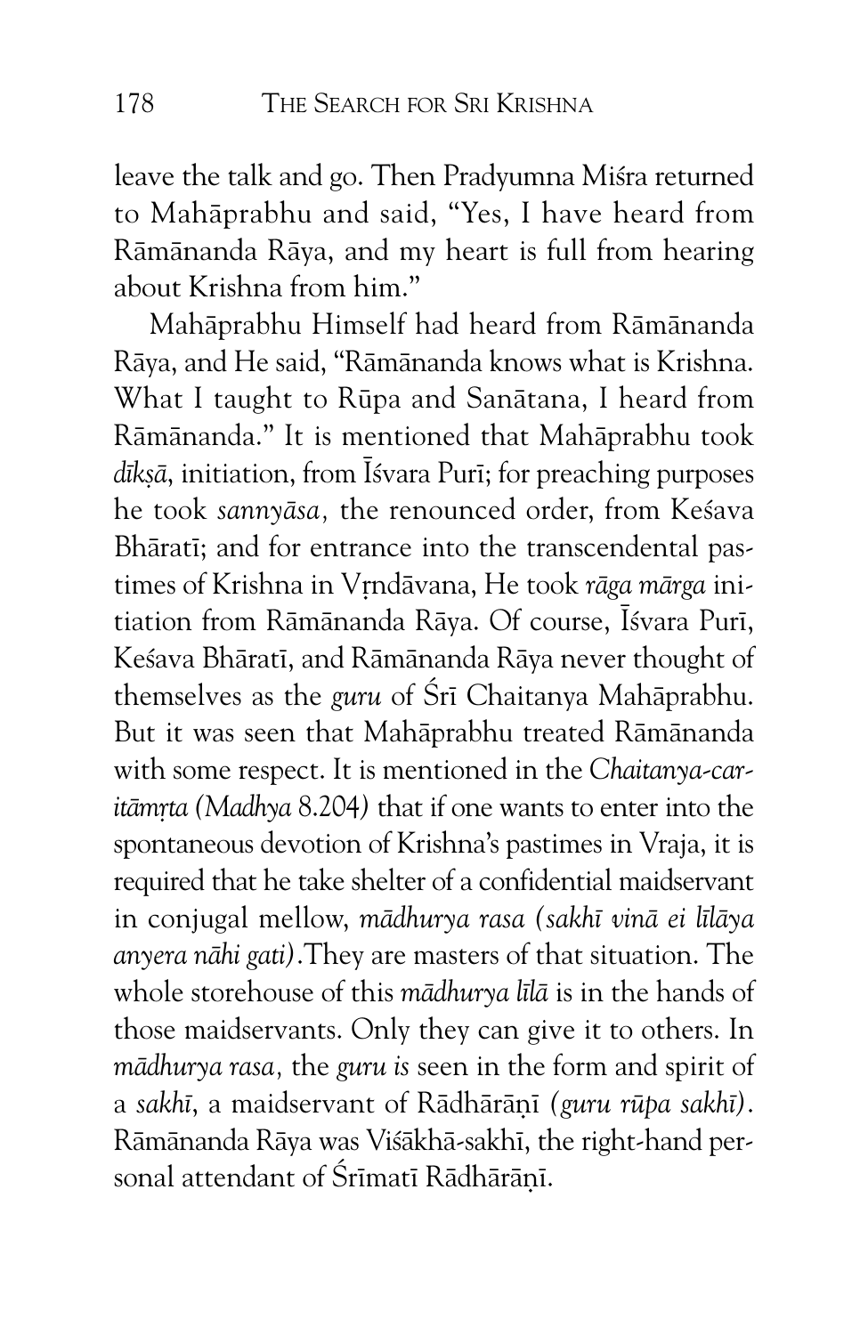leave the talk and go. Then Pradyumna Miśra returned to Mahāprabhu and said, "Yes, I have heard from Rāmānanda Rāya, and my heart is full from hearing about Krishna from him."

Mahāprabhu Himself had heard from Rāmānanda Rāya, and He said, "Rāmānanda knows what is Krishna. What I taught to Rūpa and Sanātana, I heard from Rāmānanda." It is mentioned that Mahāprabhu took *dīkṣā*, initiation, from Īśvara Purī; for preaching purposes he took *sannyāsa,* the renounced order, from Keśava Bhāratī; and for entrance into the transcendental pastimes of Krishna in Vṛndāvana, He took *rāga mārga* initiation from Rāmānanda Rāya. Of course, Īśvara Purī, Keśava Bhāratī, and Rāmānanda Rāya never thought of themselves as the *guru* of Śrī Chaitanya Mahāprabhu. But it was seen that Mahāprabhu treated Rāmānanda with some respect. It is mentioned in the *Chaitanya-caritāmṛta (Madhya* 8.204*)* that if one wants to enter into the spontaneous devotion of Krishna's pastimes in Vraja, it is required that he take shelter of a confidential maidservant in conjugal mellow, *mādhurya rasa (sakhī vinā ei līlāya anyera nāhi gati)*.They are masters of that situation. The whole storehouse of this *mādhurya līlā* is in the hands of those maidservants. Only they can give it to others. In *mādhurya rasa,* the *guru is* seen in the form and spirit of a *sakhī*, a maidservant of Rādhārāṇī *(guru rūpa sakhī)*. Rāmānanda Rāya was Viśākhā-sakhī, the right-hand personal attendant of Śrīmatī Rādhārāṇī.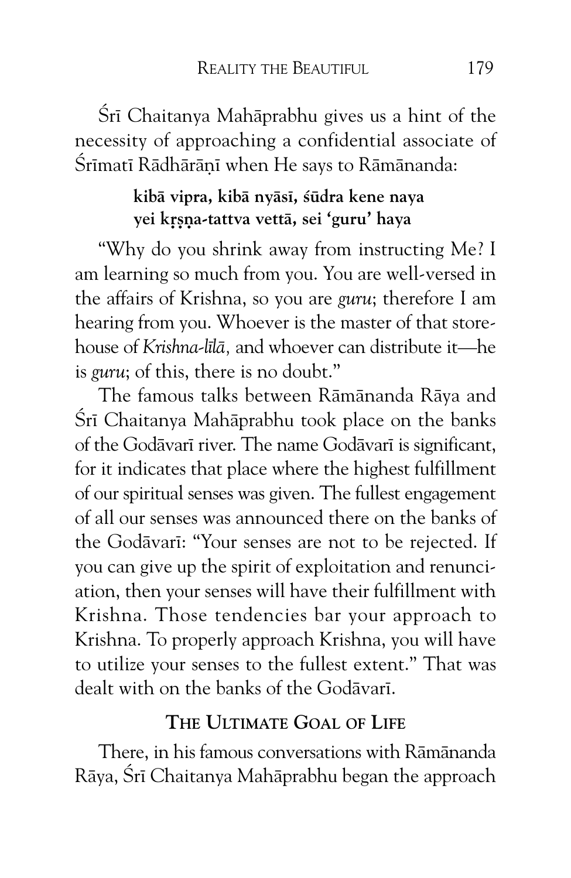Śrī Chaitanya Mahāprabhu gives us a hint of the necessity of approaching a confidential associate of Śrīmatī Rādhārāṇī when He says to Rāmānanda:

> **kibā vipra, kibā nyāsī, śūdra kene naya**
> **yei kṛṣṇa-tattva vettā, sei 'guru' haya**

"Why do you shrink away from instructing Me? I am learning so much from you. You are well-versed in the affairs of Krishna, so you are *guru*; therefore I am hearing from you. Whoever is the master of that storehouse of *Krishna-līlā,* and whoever can distribute it—he is *guru*; of this, there is no doubt."

The famous talks between Rāmānanda Rāya and Śrī Chaitanya Mahāprabhu took place on the banks of the Godāvarī river. The name Godāvarī is significant, for it indicates that place where the highest fulfillment of our spiritual senses was given. The fullest engagement of all our senses was announced there on the banks of the Godāvarī: "Your senses are not to be rejected. If you can give up the spirit of exploitation and renunciation, then your senses will have their fulfillment with Krishna. Those tendencies bar your approach to Krishna. To properly approach Krishna, you will have to utilize your senses to the fullest extent." That was dealt with on the banks of the Godāvarī.

## The Ultimate Goal of Life

There, in his famous conversations with Rāmānanda Rāya, Śrī Chaitanya Mahāprabhu began the approach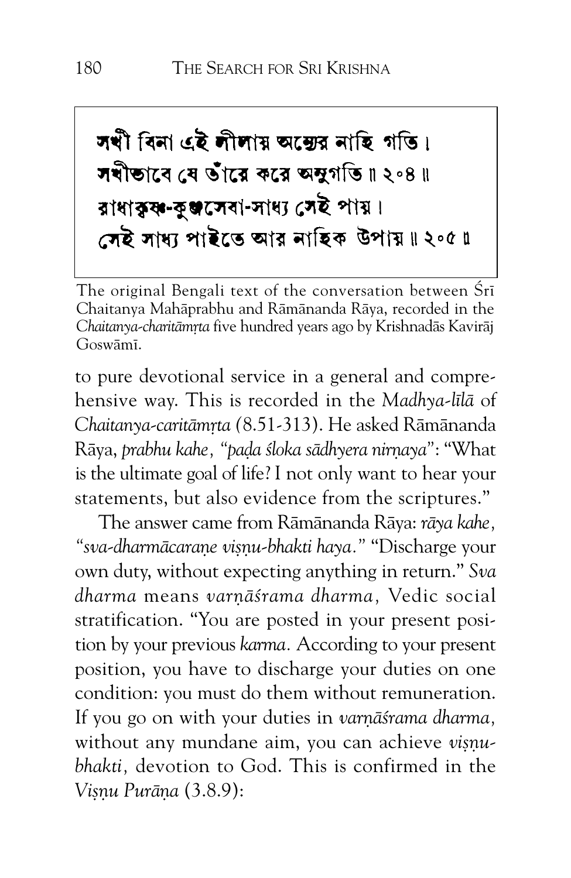সখী বিনা এই লীলায় অন্যের নাহি গতি।
সখীভাবে যে তাঁরে করে অনুগতি ॥ ২০৪ ॥
রাধাকৃষ্ণ-কুঞ্জসেবা-সাধ্য সেই পায়।
সেই সাধ্য পাইতে আর নাহিক উপায় ॥ ২০৫ ॥

The original Bengali text of the conversation between Śrī Chaitanya Mahāprabhu and Rāmānanda Rāya, recorded in the *Chaitanya-charitāmṛta* five hundred years ago by Krishnadās Kavirāj Goswāmī.

to pure devotional service in a general and comprehensive way. This is recorded in the *Madhya-līlā* of *Chaitanya-caritāmṛta* (8.51-313). He asked Rāmānanda Rāya, *prabhu kahe, "paḍa śloka sādhyera nirṇaya"*: "What is the ultimate goal of life? I not only want to hear your statements, but also evidence from the scriptures."

The answer came from Rāmānanda Rāya: *rāya kahe, "sva-dharmācaraṇe viṣṇu-bhakti haya."* "Discharge your own duty, without expecting anything in return." *Sva dharma* means *varṇāśrama dharma*, Vedic social stratification. "You are posted in your present position by your previous *karma*. According to your present position, you have to discharge your duties on one condition: you must do them without remuneration. If you go on with your duties in *varṇāśrama dharma*, without any mundane aim, you can achieve *viṣṇu-bhakti*, devotion to God. This is confirmed in the *Viṣṇu Purāṇa* (3.8.9):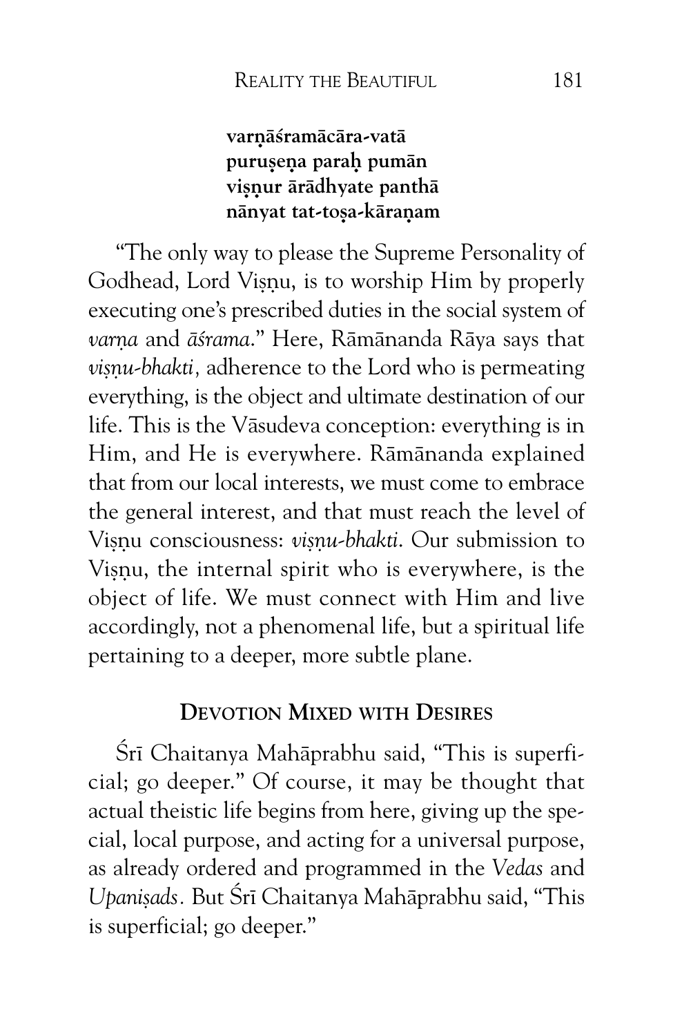**varṇāśramācāra-vatā**
**puruṣeṇa paraḥ pumān**
**viṣṇur ārādhyate panthā**
**nānyat tat-toṣa-kāraṇam**

"The only way to please the Supreme Personality of Godhead, Lord Viṣṇu, is to worship Him by properly executing one's prescribed duties in the social system of *varṇa* and *āśrama*." Here, Rāmānanda Rāya says that *viṣṇu-bhakti,* adherence to the Lord who is permeating everything, is the object and ultimate destination of our life. This is the Vāsudeva conception: everything is in Him, and He is everywhere. Rāmānanda explained that from our local interests, we must come to embrace the general interest, and that must reach the level of Viṣṇu consciousness: *viṣṇu-bhakti*. Our submission to Viṣṇu, the internal spirit who is everywhere, is the object of life. We must connect with Him and live accordingly, not a phenomenal life, but a spiritual life pertaining to a deeper, more subtle plane.

## Devotion Mixed with Desires

Śrī Chaitanya Mahāprabhu said, "This is superficial; go deeper." Of course, it may be thought that actual theistic life begins from here, giving up the special, local purpose, and acting for a universal purpose, as already ordered and programmed in the *Vedas* and *Upaniṣads*. But Śrī Chaitanya Mahāprabhu said, "This is superficial; go deeper."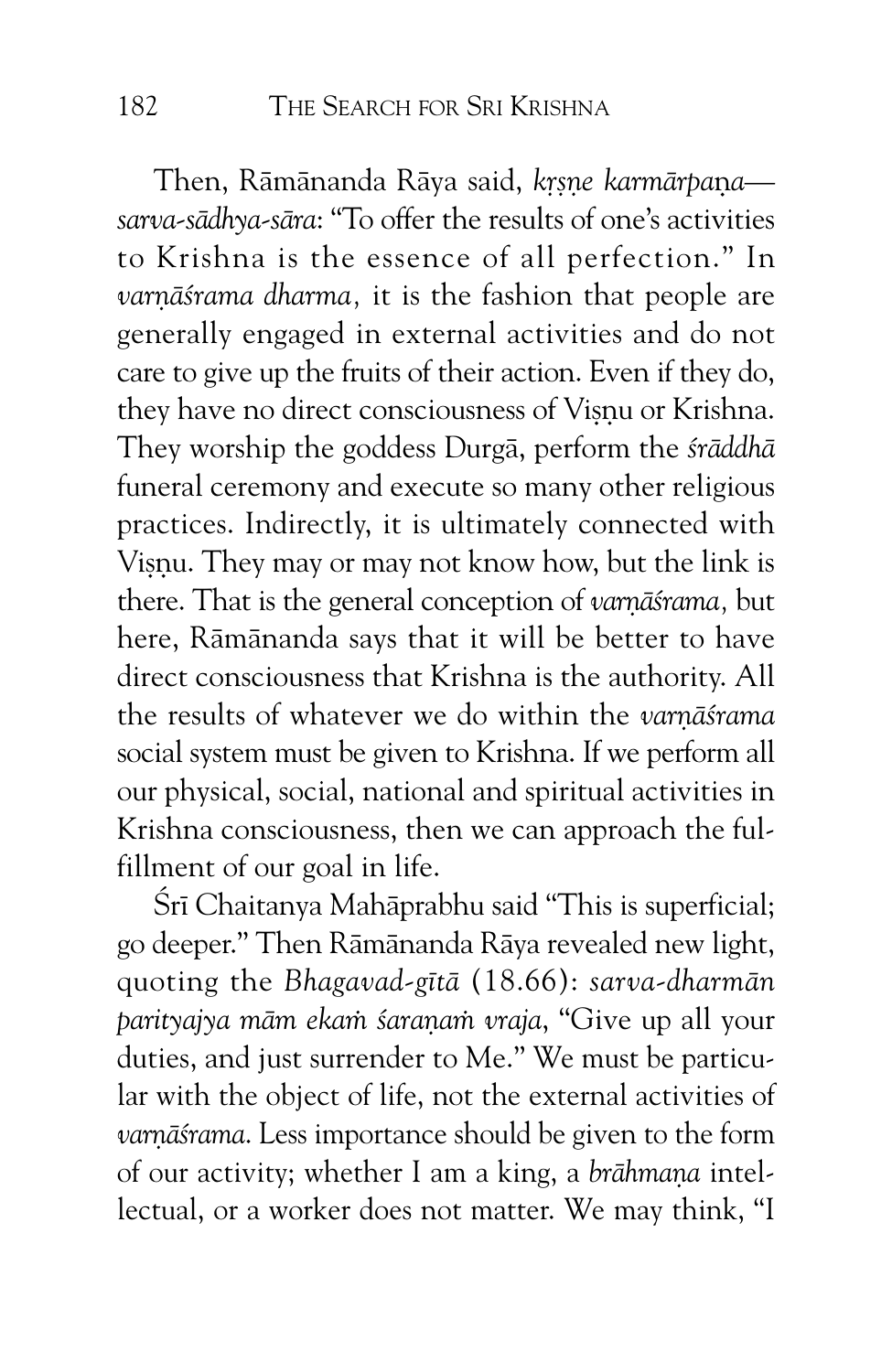Then, Rāmānanda Rāya said, *kṛṣṇe karmārpaṇa—sarva-sādhya-sāra*: "To offer the results of one's activities to Krishna is the essence of all perfection." In *varṇāśrama dharma,* it is the fashion that people are generally engaged in external activities and do not care to give up the fruits of their action. Even if they do, they have no direct consciousness of Viṣṇu or Krishna. They worship the goddess Durgā, perform the *śrāddhā* funeral ceremony and execute so many other religious practices. Indirectly, it is ultimately connected with Viṣṇu. They may or may not know how, but the link is there. That is the general conception of *varṇāśrama,* but here, Rāmānanda says that it will be better to have direct consciousness that Krishna is the authority. All the results of whatever we do within the *varṇāśrama* social system must be given to Krishna. If we perform all our physical, social, national and spiritual activities in Krishna consciousness, then we can approach the fulfillment of our goal in life.

Śrī Chaitanya Mahāprabhu said "This is superficial; go deeper." Then Rāmānanda Rāya revealed new light, quoting the *Bhagavad-gītā* (18.66): *sarva-dharmān parityajya mām ekaṁ śaraṇaṁ vraja*, "Give up all your duties, and just surrender to Me." We must be particular with the object of life, not the external activities of *varṇāśrama*. Less importance should be given to the form of our activity; whether I am a king, a *brāhmaṇa* intellectual, or a worker does not matter. We may think, "I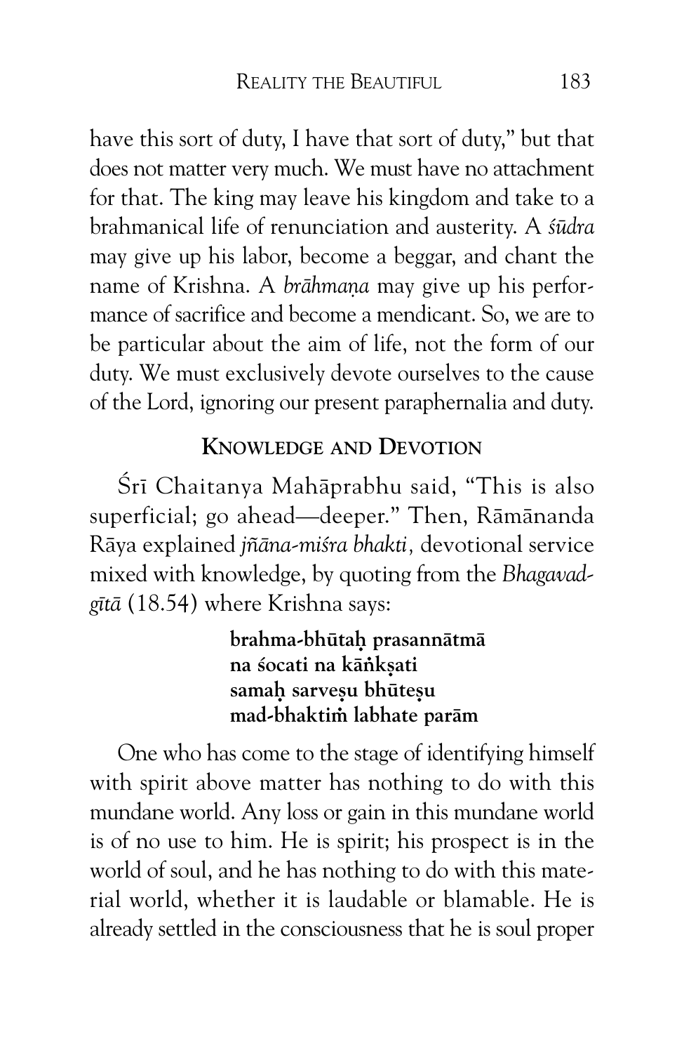have this sort of duty, I have that sort of duty," but that does not matter very much. We must have no attachment for that. The king may leave his kingdom and take to a brahmanical life of renunciation and austerity. A *śūdra* may give up his labor, become a beggar, and chant the name of Krishna. A *brāhmaṇa* may give up his performance of sacrifice and become a mendicant. So, we are to be particular about the aim of life, not the form of our duty. We must exclusively devote ourselves to the cause of the Lord, ignoring our present paraphernalia and duty.

## KNOWLEDGE AND DEVOTION

Śrī Chaitanya Mahāprabhu said, "This is also superficial; go ahead—deeper." Then, Rāmānanda Rāya explained *jñāna-miśra bhakti*, devotional service mixed with knowledge, by quoting from the *Bhagavad-gītā* (18.54) where Krishna says:

> **brahma-bhūtaḥ prasannātmā**
> **na śocati na kāṅkṣati**
> **samaḥ sarveṣu bhūteṣu**
> **mad-bhaktiṁ labhate parām**

One who has come to the stage of identifying himself with spirit above matter has nothing to do with this mundane world. Any loss or gain in this mundane world is of no use to him. He is spirit; his prospect is in the world of soul, and he has nothing to do with this material world, whether it is laudable or blamable. He is already settled in the consciousness that he is soul proper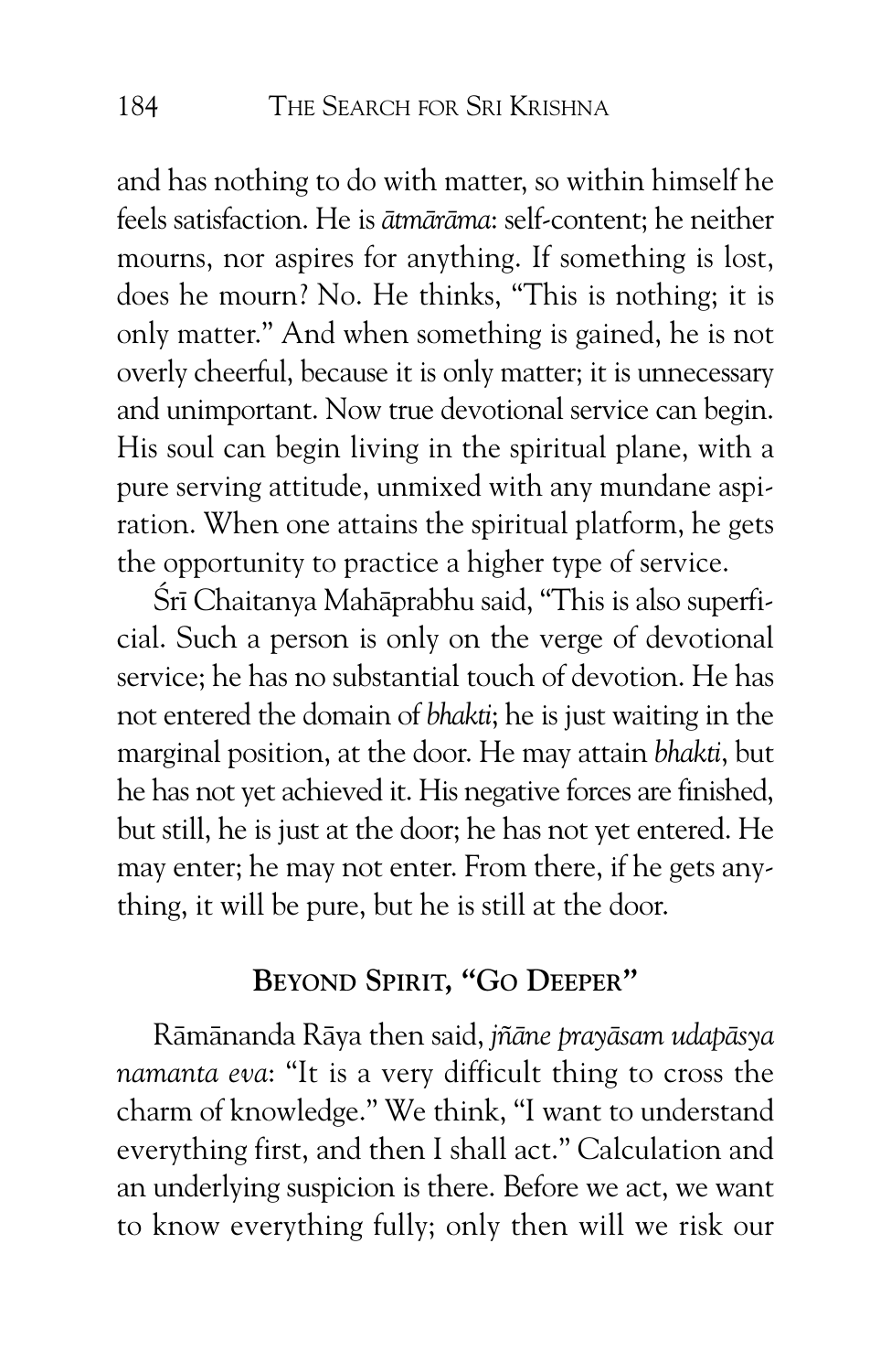and has nothing to do with matter, so within himself he feels satisfaction. He is *ātmārāma*: self-content; he neither mourns, nor aspires for anything. If something is lost, does he mourn? No. He thinks, "This is nothing; it is only matter." And when something is gained, he is not overly cheerful, because it is only matter; it is unnecessary and unimportant. Now true devotional service can begin. His soul can begin living in the spiritual plane, with a pure serving attitude, unmixed with any mundane aspiration. When one attains the spiritual platform, he gets the opportunity to practice a higher type of service.

Śrī Chaitanya Mahāprabhu said, "This is also superficial. Such a person is only on the verge of devotional service; he has no substantial touch of devotion. He has not entered the domain of *bhakti*; he is just waiting in the marginal position, at the door. He may attain *bhakti*, but he has not yet achieved it. His negative forces are finished, but still, he is just at the door; he has not yet entered. He may enter; he may not enter. From there, if he gets anything, it will be pure, but he is still at the door.

## BEYOND SPIRIT, "GO DEEPER"

Rāmānanda Rāya then said, *jñāne prayāsam udapāsya namanta eva*: "It is a very difficult thing to cross the charm of knowledge." We think, "I want to understand everything first, and then I shall act." Calculation and an underlying suspicion is there. Before we act, we want to know everything fully; only then will we risk our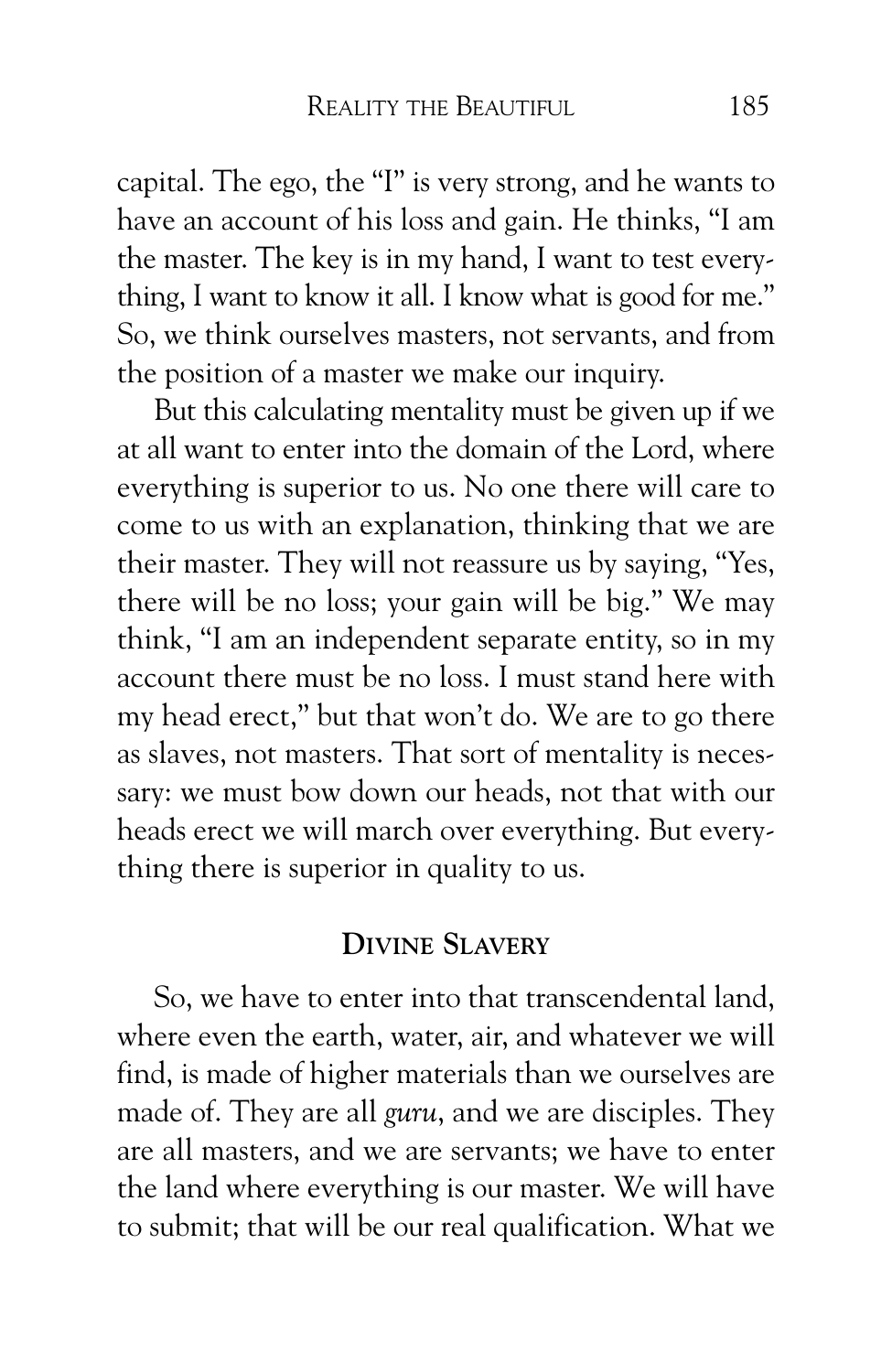capital. The ego, the "I" is very strong, and he wants to have an account of his loss and gain. He thinks, "I am the master. The key is in my hand, I want to test everything, I want to know it all. I know what is good for me." So, we think ourselves masters, not servants, and from the position of a master we make our inquiry.

But this calculating mentality must be given up if we at all want to enter into the domain of the Lord, where everything is superior to us. No one there will care to come to us with an explanation, thinking that we are their master. They will not reassure us by saying, "Yes, there will be no loss; your gain will be big." We may think, "I am an independent separate entity, so in my account there must be no loss. I must stand here with my head erect," but that won't do. We are to go there as slaves, not masters. That sort of mentality is necessary: we must bow down our heads, not that with our heads erect we will march over everything. But everything there is superior in quality to us.

## Divine Slavery

So, we have to enter into that transcendental land, where even the earth, water, air, and whatever we will find, is made of higher materials than we ourselves are made of. They are all *guru*, and we are disciples. They are all masters, and we are servants; we have to enter the land where everything is our master. We will have to submit; that will be our real qualification. What we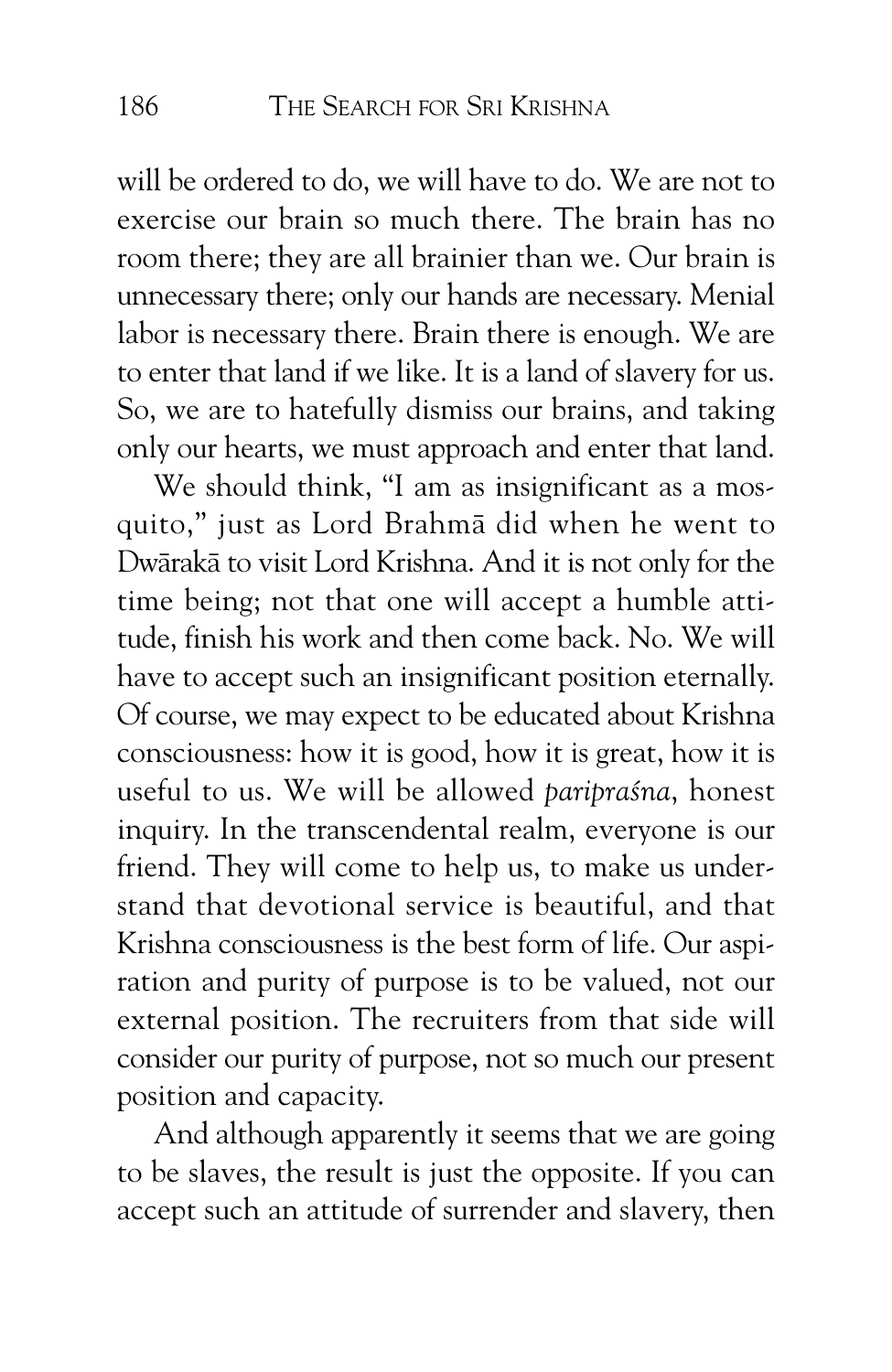will be ordered to do, we will have to do. We are not to exercise our brain so much there. The brain has no room there; they are all brainier than we. Our brain is unnecessary there; only our hands are necessary. Menial labor is necessary there. Brain there is enough. We are to enter that land if we like. It is a land of slavery for us. So, we are to hatefully dismiss our brains, and taking only our hearts, we must approach and enter that land.

We should think, "I am as insignificant as a mosquito," just as Lord Brahmā did when he went to Dwārakā to visit Lord Krishna. And it is not only for the time being; not that one will accept a humble attitude, finish his work and then come back. No. We will have to accept such an insignificant position eternally. Of course, we may expect to be educated about Krishna consciousness: how it is good, how it is great, how it is useful to us. We will be allowed *paripraśna*, honest inquiry. In the transcendental realm, everyone is our friend. They will come to help us, to make us understand that devotional service is beautiful, and that Krishna consciousness is the best form of life. Our aspiration and purity of purpose is to be valued, not our external position. The recruiters from that side will consider our purity of purpose, not so much our present position and capacity.

And although apparently it seems that we are going to be slaves, the result is just the opposite. If you can accept such an attitude of surrender and slavery, then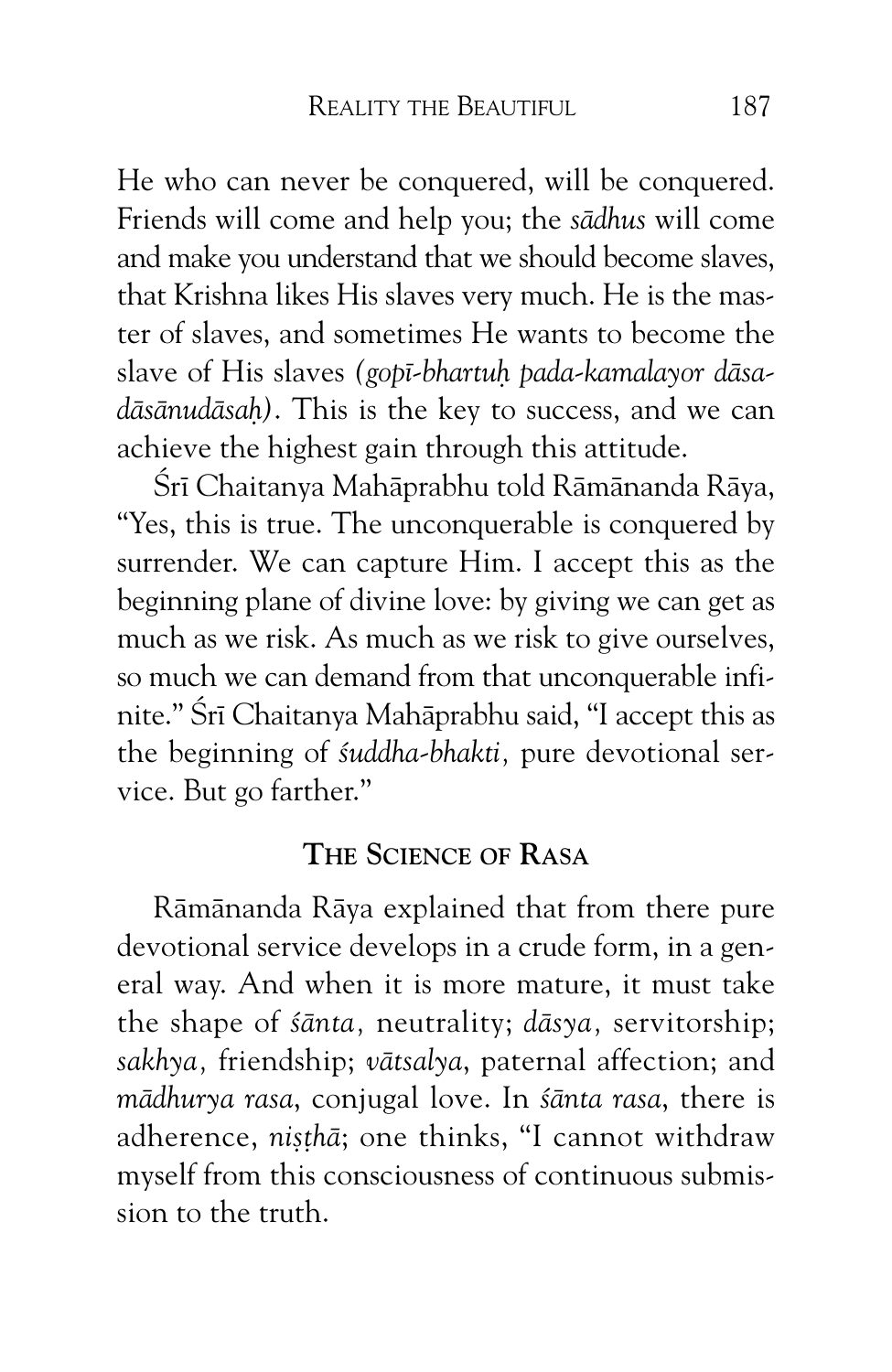He who can never be conquered, will be conquered. Friends will come and help you; the *sādhus* will come and make you understand that we should become slaves, that Krishna likes His slaves very much. He is the master of slaves, and sometimes He wants to become the slave of His slaves (*gopī-bhartuḥ pada-kamalayor dāsa-dāsānudāsaḥ*). This is the key to success, and we can achieve the highest gain through this attitude.

Śrī Chaitanya Mahāprabhu told Rāmānanda Rāya, "Yes, this is true. The unconquerable is conquered by surrender. We can capture Him. I accept this as the beginning plane of divine love: by giving we can get as much as we risk. As much as we risk to give ourselves, so much we can demand from that unconquerable infinite." Śrī Chaitanya Mahāprabhu said, "I accept this as the beginning of *śuddha-bhakti,* pure devotional service. But go farther."

## The Science of Rasa

Rāmānanda Rāya explained that from there pure devotional service develops in a crude form, in a general way. And when it is more mature, it must take the shape of *śānta,* neutrality; *dāsya,* servitorship; *sakhya,* friendship; *vātsalya*, paternal affection; and *mādhurya rasa*, conjugal love. In *śānta rasa*, there is adherence, *niṣṭhā*; one thinks, "I cannot withdraw myself from this consciousness of continuous submission to the truth.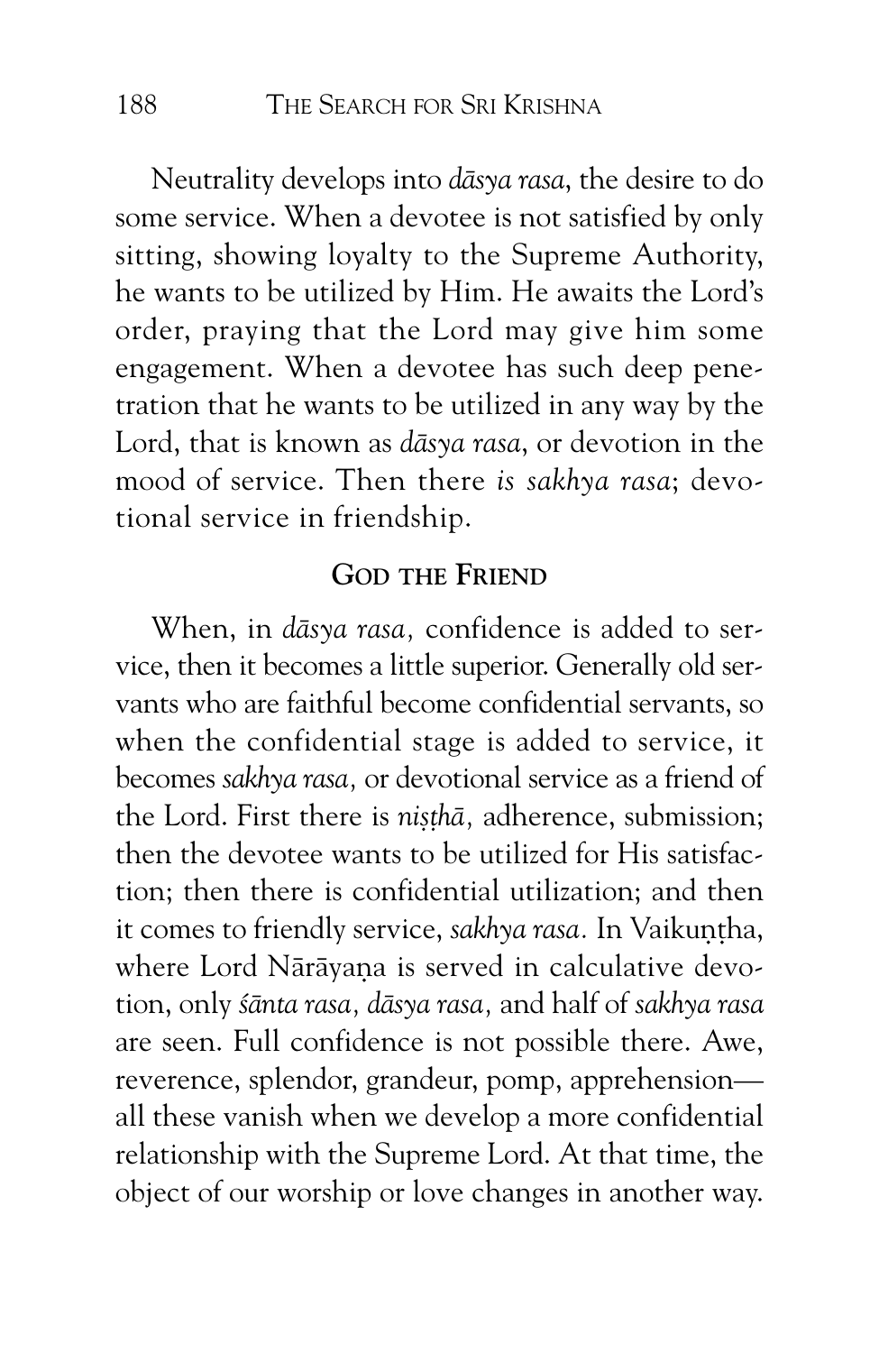Neutrality develops into *dāsya rasa*, the desire to do some service. When a devotee is not satisfied by only sitting, showing loyalty to the Supreme Authority, he wants to be utilized by Him. He awaits the Lord's order, praying that the Lord may give him some engagement. When a devotee has such deep penetration that he wants to be utilized in any way by the Lord, that is known as *dāsya rasa*, or devotion in the mood of service. Then there *is sakhya rasa*; devotional service in friendship.

## God the Friend

When, in *dāsya rasa,* confidence is added to service, then it becomes a little superior. Generally old servants who are faithful become confidential servants, so when the confidential stage is added to service, it becomes *sakhya rasa,* or devotional service as a friend of the Lord. First there is *niṣṭhā,* adherence, submission; then the devotee wants to be utilized for His satisfaction; then there is confidential utilization; and then it comes to friendly service, *sakhya rasa.* In Vaikuṇṭha, where Lord Nārāyaṇa is served in calculative devotion, only *śānta rasa, dāsya rasa,* and half of *sakhya rasa* are seen. Full confidence is not possible there. Awe, reverence, splendor, grandeur, pomp, apprehension—all these vanish when we develop a more confidential relationship with the Supreme Lord. At that time, the object of our worship or love changes in another way.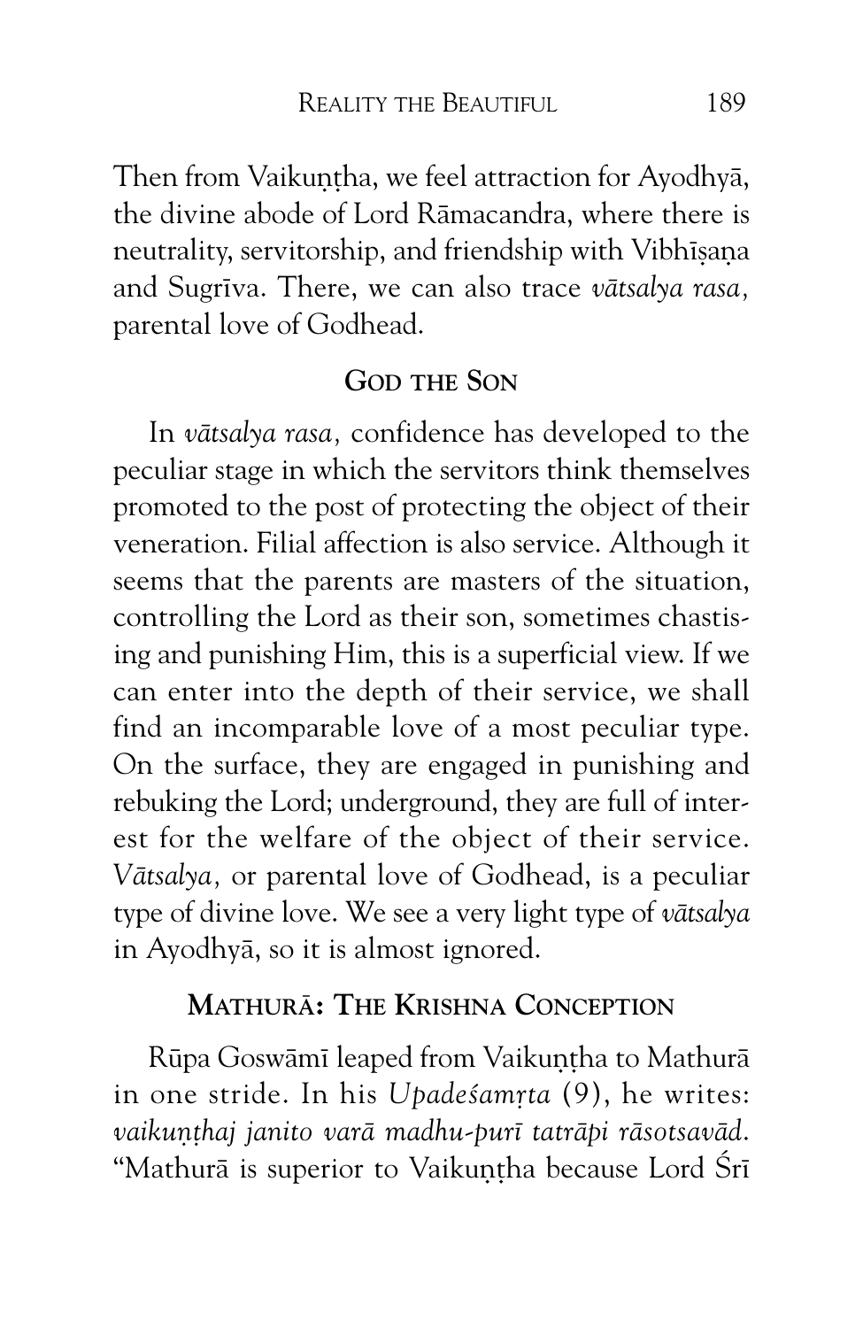Then from Vaikuṇṭha, we feel attraction for Ayodhyā, the divine abode of Lord Rāmacandra, where there is neutrality, servitorship, and friendship with Vibhīṣaṇa and Sugrīva. There, we can also trace *vātsalya rasa,* parental love of Godhead.

### God the Son

In *vātsalya rasa,* confidence has developed to the peculiar stage in which the servitors think themselves promoted to the post of protecting the object of their veneration. Filial affection is also service. Although it seems that the parents are masters of the situation, controlling the Lord as their son, sometimes chastising and punishing Him, this is a superficial view. If we can enter into the depth of their service, we shall find an incomparable love of a most peculiar type. On the surface, they are engaged in punishing and rebuking the Lord; underground, they are full of interest for the welfare of the object of their service. *Vātsalya,* or parental love of Godhead, is a peculiar type of divine love. We see a very light type of *vātsalya* in Ayodhyā, so it is almost ignored.

### Mathurā: The Krishna Conception

Rūpa Goswāmī leaped from Vaikuṇṭha to Mathurā in one stride. In his *Upadeśamṛta* (9), he writes: *vaikuṇṭhaj janito varā madhu-purī tatrāpi rāsotsavād.* "Mathurā is superior to Vaikuṇṭha because Lord Śrī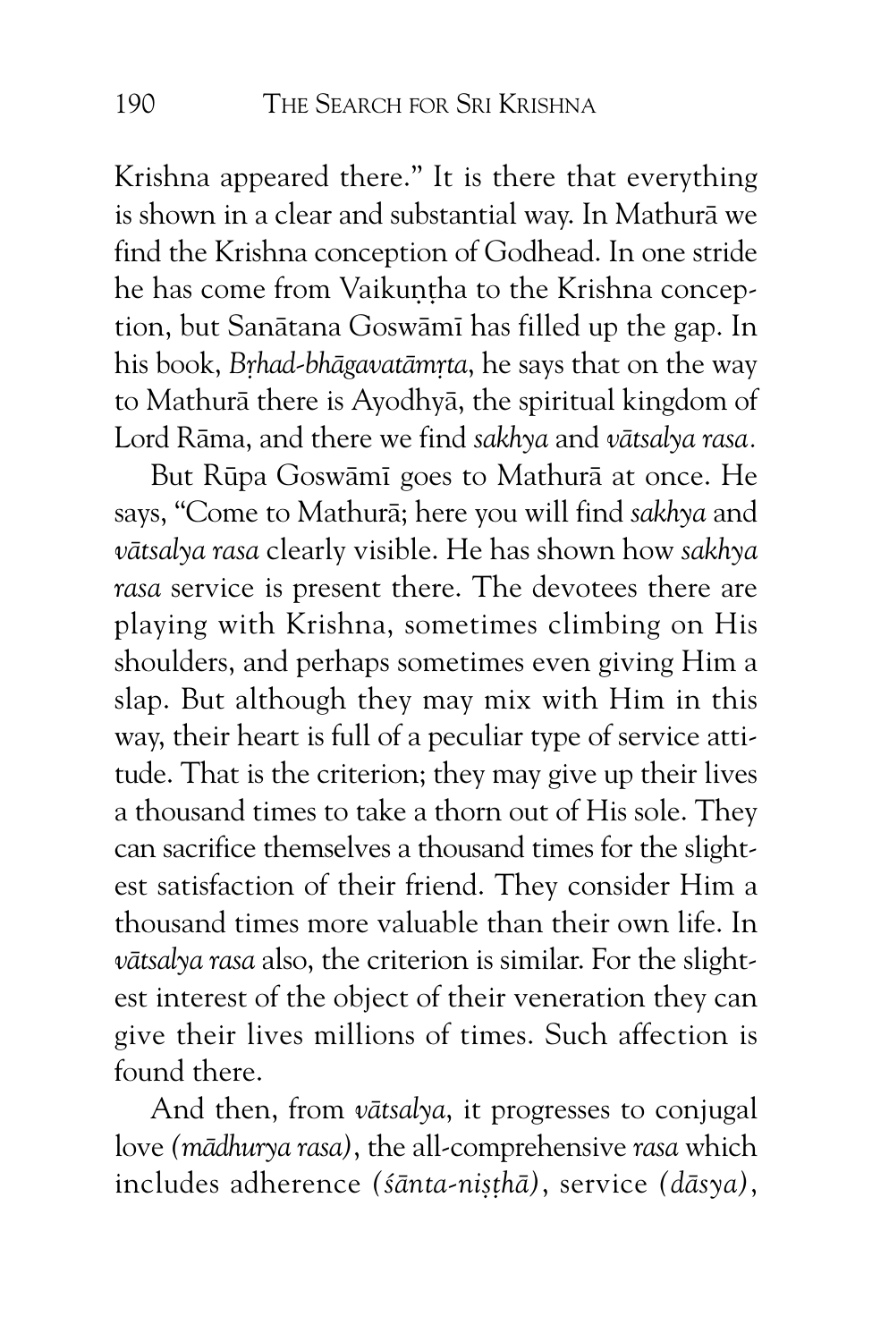Krishna appeared there." It is there that everything is shown in a clear and substantial way. In Mathurā we find the Krishna conception of Godhead. In one stride he has come from Vaikuṇṭha to the Krishna conception, but Sanātana Goswāmī has filled up the gap. In his book, *Bṛhad-bhāgavatāmṛta*, he says that on the way to Mathurā there is Ayodhyā, the spiritual kingdom of Lord Rāma, and there we find *sakhya* and *vātsalya rasa*.

But Rūpa Goswāmī goes to Mathurā at once. He says, "Come to Mathurā; here you will find *sakhya* and *vātsalya rasa* clearly visible. He has shown how *sakhya rasa* service is present there. The devotees there are playing with Krishna, sometimes climbing on His shoulders, and perhaps sometimes even giving Him a slap. But although they may mix with Him in this way, their heart is full of a peculiar type of service attitude. That is the criterion; they may give up their lives a thousand times to take a thorn out of His sole. They can sacrifice themselves a thousand times for the slightest satisfaction of their friend. They consider Him a thousand times more valuable than their own life. In *vātsalya rasa* also, the criterion is similar. For the slightest interest of the object of their veneration they can give their lives millions of times. Such affection is found there.

And then, from *vātsalya*, it progresses to conjugal love *(mādhurya rasa)*, the all-comprehensive *rasa* which includes adherence *(śānta-niṣṭhā)*, service *(dāsya)*,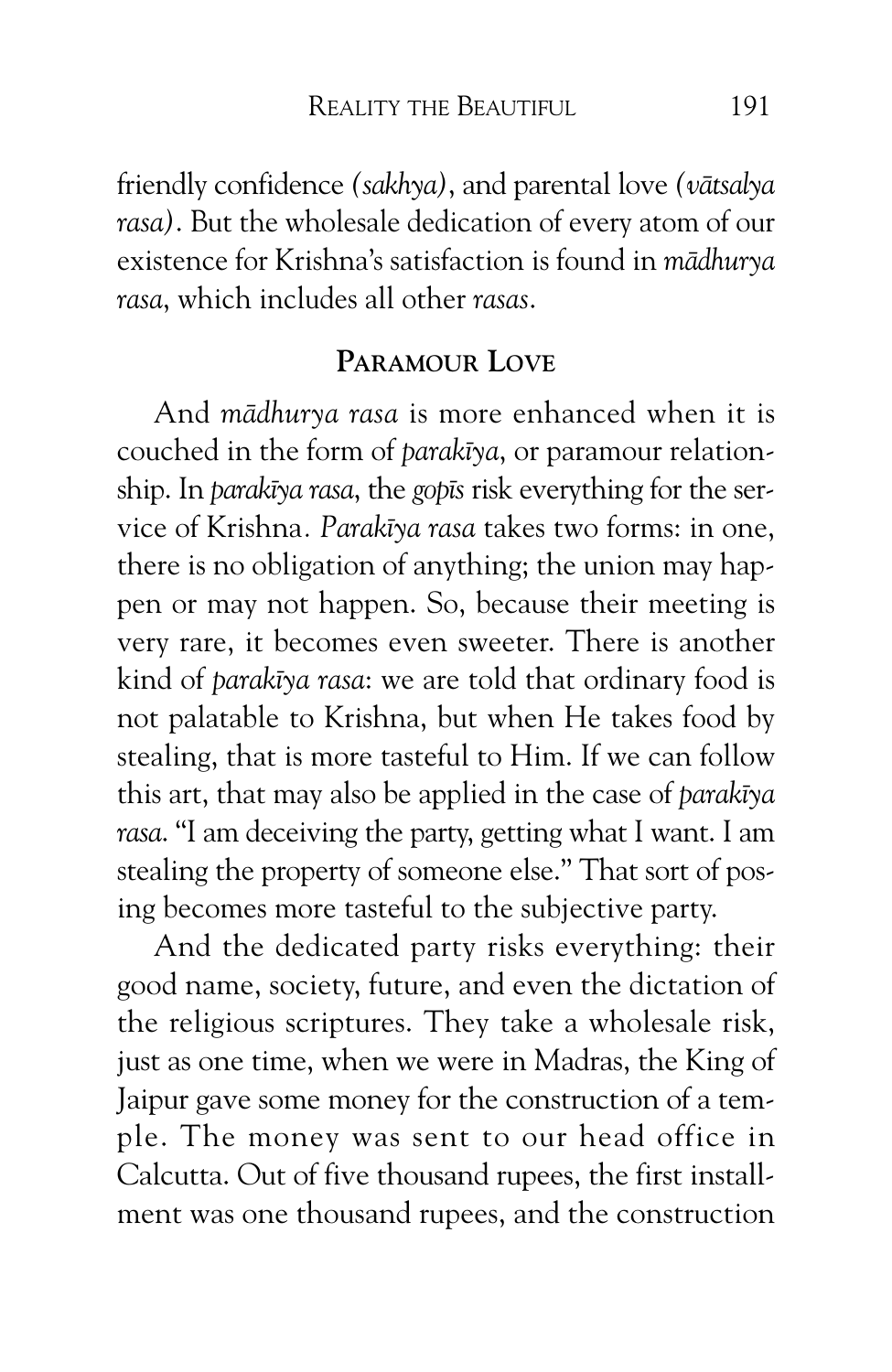friendly confidence *(sakhya)*, and parental love *(vātsalya rasa)*. But the wholesale dedication of every atom of our existence for Krishna's satisfaction is found in *mādhurya rasa*, which includes all other *rasas*.

## Paramour Love

And *mādhurya rasa* is more enhanced when it is couched in the form of *parakīya*, or paramour relationship. In *parakīya rasa*, the *gopīs* risk everything for the service of Krishna. *Parakīya rasa* takes two forms: in one, there is no obligation of anything; the union may happen or may not happen. So, because their meeting is very rare, it becomes even sweeter. There is another kind of *parakīya rasa*: we are told that ordinary food is not palatable to Krishna, but when He takes food by stealing, that is more tasteful to Him. If we can follow this art, that may also be applied in the case of *parakīya rasa*. "I am deceiving the party, getting what I want. I am stealing the property of someone else." That sort of posing becomes more tasteful to the subjective party.

And the dedicated party risks everything: their good name, society, future, and even the dictation of the religious scriptures. They take a wholesale risk, just as one time, when we were in Madras, the King of Jaipur gave some money for the construction of a temple. The money was sent to our head office in Calcutta. Out of five thousand rupees, the first installment was one thousand rupees, and the construction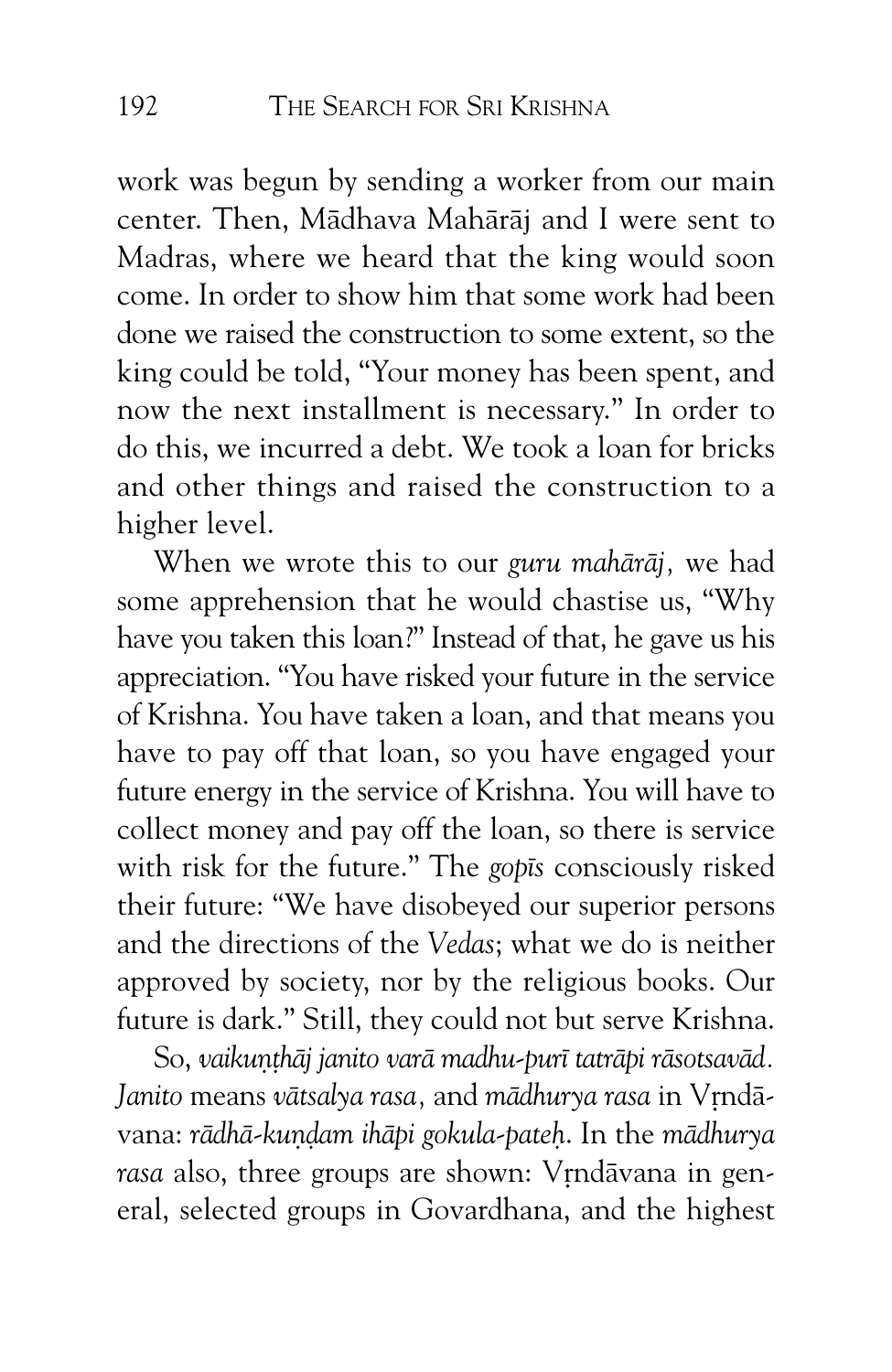work was begun by sending a worker from our main center. Then, Mādhava Mahārāj and I were sent to Madras, where we heard that the king would soon come. In order to show him that some work had been done we raised the construction to some extent, so the king could be told, "Your money has been spent, and now the next installment is necessary." In order to do this, we incurred a debt. We took a loan for bricks and other things and raised the construction to a higher level.

When we wrote this to our *guru mahārāj,* we had some apprehension that he would chastise us, "Why have you taken this loan?" Instead of that, he gave us his appreciation. "You have risked your future in the service of Krishna. You have taken a loan, and that means you have to pay off that loan, so you have engaged your future energy in the service of Krishna. You will have to collect money and pay off the loan, so there is service with risk for the future." The *gopīs* consciously risked their future: "We have disobeyed our superior persons and the directions of the *Vedas*; what we do is neither approved by society, nor by the religious books. Our future is dark." Still, they could not but serve Krishna.

So, *vaikuṇṭhāj janito varā madhu-purī tatrāpi rāsotsavād. Janito* means *vātsalya rasa,* and *mādhurya rasa* in Vṛndāvana: *rādhā-kuṇḍam ihāpi gokula-pateḥ.* In the *mādhurya rasa* also, three groups are shown: Vṛndāvana in general, selected groups in Govardhana, and the highest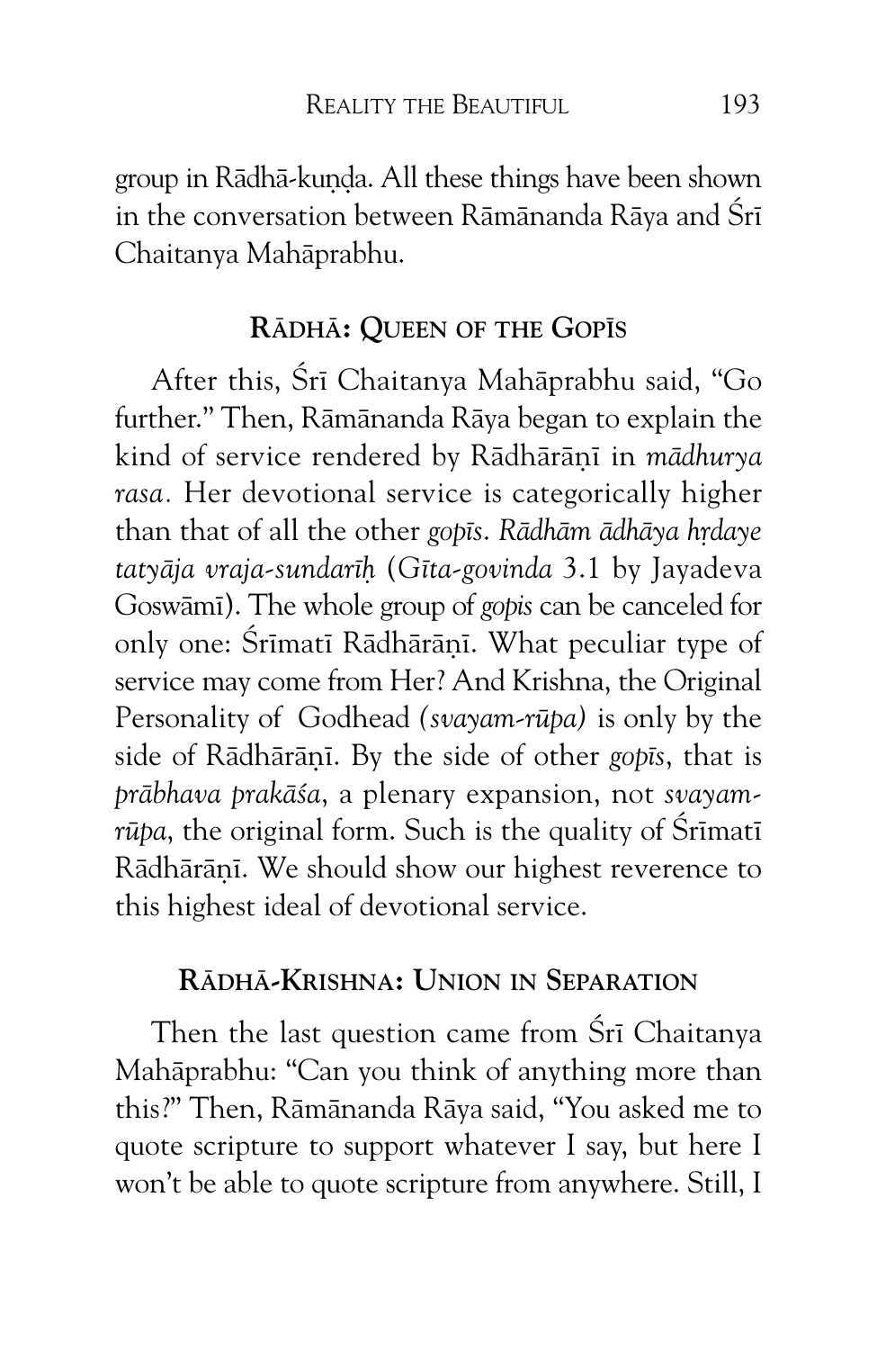group in Rādhā-kuṇḍa. All these things have been shown in the conversation between Rāmānanda Rāya and Śrī Chaitanya Mahāprabhu.

## Rādhā: Queen of the Gopīs

After this, Śrī Chaitanya Mahāprabhu said, "Go further." Then, Rāmānanda Rāya began to explain the kind of service rendered by Rādhārāṇī in *mādhurya rasa.* Her devotional service is categorically higher than that of all the other *gopīs*. *Rādhām ādhāya hṛdaye tatyāja vraja-sundarīḥ* (*Gīta-govinda* 3.1 by Jayadeva Goswāmī). The whole group of *gopis* can be canceled for only one: Śrīmatī Rādhārāṇī. What peculiar type of service may come from Her? And Krishna, the Original Personality of Godhead *(svayam-rūpa)* is only by the side of Rādhārāṇī. By the side of other *gopīs*, that is *prābhava prakāśa*, a plenary expansion, not *svayam-rūpa*, the original form. Such is the quality of Śrīmatī Rādhārāṇī. We should show our highest reverence to this highest ideal of devotional service.

## Rādhā-Krishna: Union in Separation

Then the last question came from Śrī Chaitanya Mahāprabhu: "Can you think of anything more than this?" Then, Rāmānanda Rāya said, "You asked me to quote scripture to support whatever I say, but here I won't be able to quote scripture from anywhere. Still, I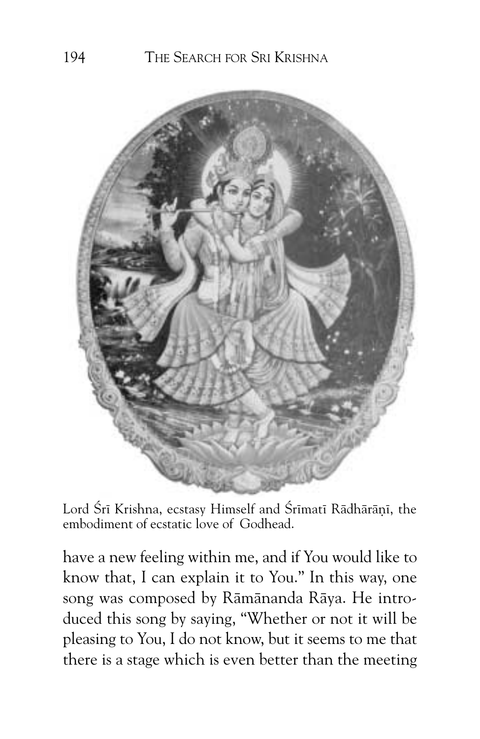Lord Śrī Krishna, ecstasy Himself and Śrīmatī Rādhārāṇī, the embodiment of ecstatic love of Godhead.

have a new feeling within me, and if You would like to know that, I can explain it to You." In this way, one song was composed by Rāmānanda Rāya. He introduced this song by saying, "Whether or not it will be pleasing to You, I do not know, but it seems to me that there is a stage which is even better than the meeting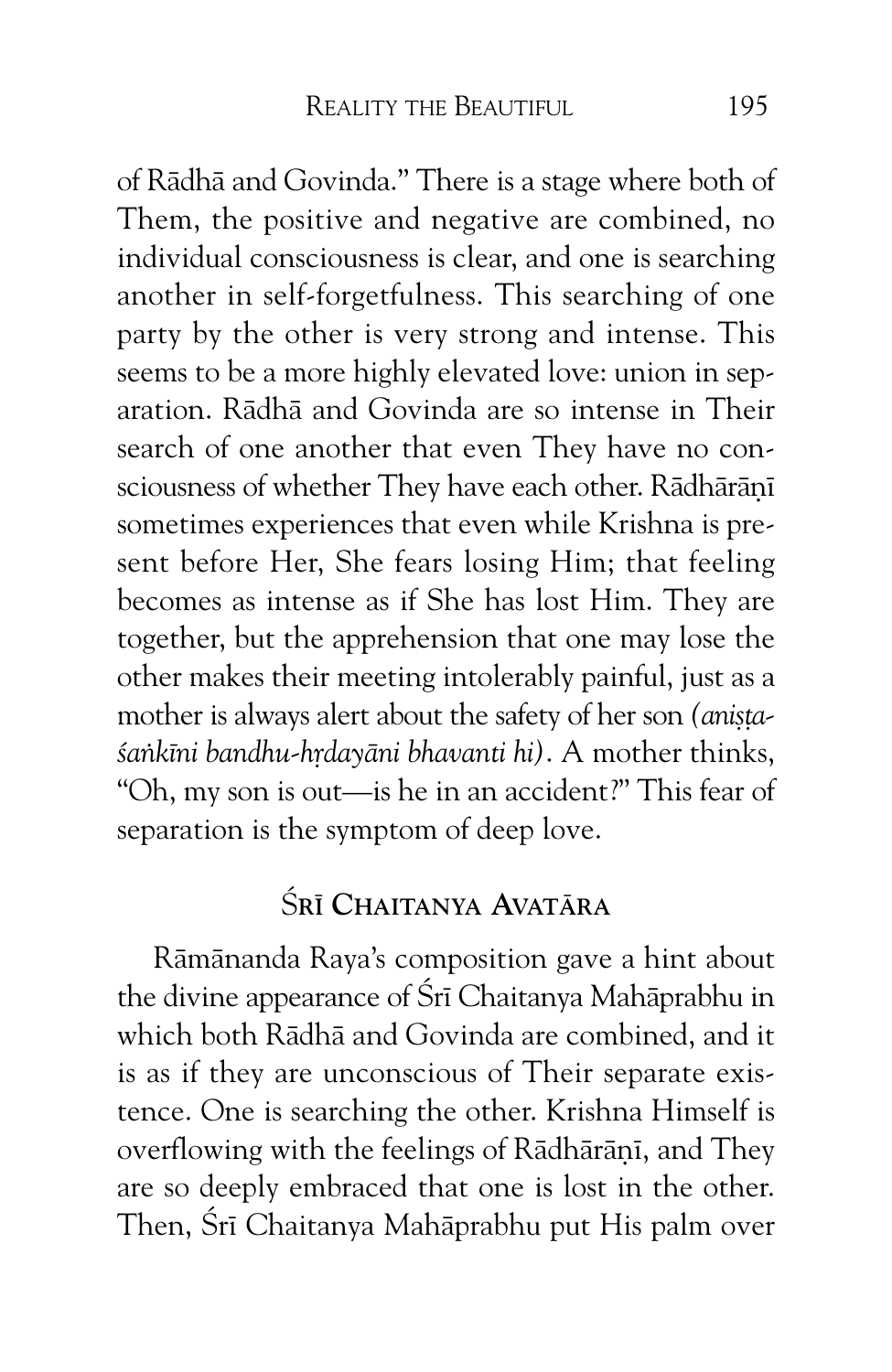of Rādhā and Govinda." There is a stage where both of Them, the positive and negative are combined, no individual consciousness is clear, and one is searching another in self-forgetfulness. This searching of one party by the other is very strong and intense. This seems to be a more highly elevated love: union in separation. Rādhā and Govinda are so intense in Their search of one another that even They have no consciousness of whether They have each other. Rādhārāṇī sometimes experiences that even while Krishna is present before Her, She fears losing Him; that feeling becomes as intense as if She has lost Him. They are together, but the apprehension that one may lose the other makes their meeting intolerably painful, just as a mother is always alert about the safety of her son *(aniṣṭa-śaṅkīni bandhu-hṛdayāni bhavanti hi)*. A mother thinks, "Oh, my son is out—is he in an accident?" This fear of separation is the symptom of deep love.

## Śrī Chaitanya Avatāra

Rāmānanda Raya's composition gave a hint about the divine appearance of Śrī Chaitanya Mahāprabhu in which both Rādhā and Govinda are combined, and it is as if they are unconscious of Their separate existence. One is searching the other. Krishna Himself is overflowing with the feelings of Rādhārāṇī, and They are so deeply embraced that one is lost in the other. Then, Śrī Chaitanya Mahāprabhu put His palm over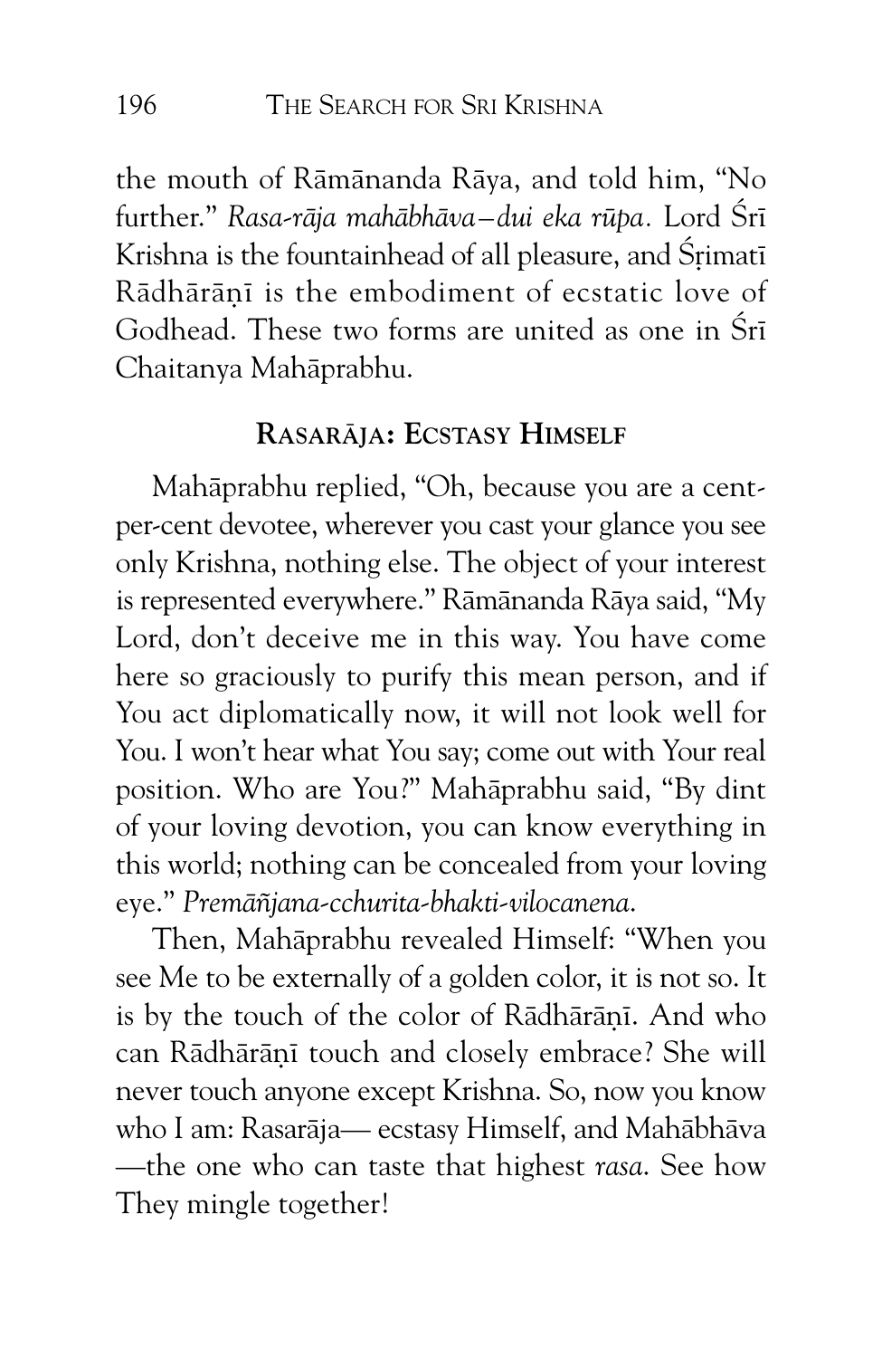the mouth of Rāmānanda Rāya, and told him, "No further." *Rasa-rāja mahābhāva—dui eka rūpa.* Lord Śrī Krishna is the fountainhead of all pleasure, and Śṛimatī Rādhārāṇī is the embodiment of ecstatic love of Godhead. These two forms are united as one in Śrī Chaitanya Mahāprabhu.

## Rasarāja: Ecstasy Himself

Mahāprabhu replied, "Oh, because you are a cent-per-cent devotee, wherever you cast your glance you see only Krishna, nothing else. The object of your interest is represented everywhere." Rāmānanda Rāya said, "My Lord, don't deceive me in this way. You have come here so graciously to purify this mean person, and if You act diplomatically now, it will not look well for You. I won't hear what You say; come out with Your real position. Who are You?" Mahāprabhu said, "By dint of your loving devotion, you can know everything in this world; nothing can be concealed from your loving eye." *Premāñjana-cchurita-bhakti-vilocanena.*

Then, Mahāprabhu revealed Himself: "When you see Me to be externally of a golden color, it is not so. It is by the touch of the color of Rādhārāṇī. And who can Rādhārāṇī touch and closely embrace? She will never touch anyone except Krishna. So, now you know who I am: Rasarāja— ecstasy Himself, and Mahābhāva —the one who can taste that highest *rasa.* See how They mingle together!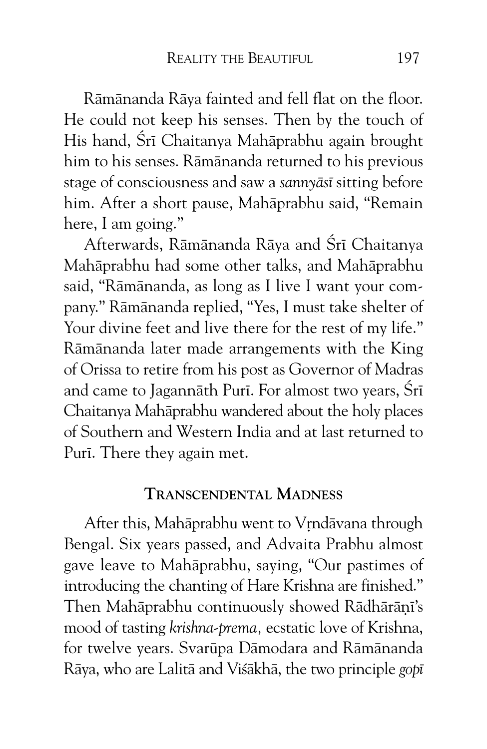Rāmānanda Rāya fainted and fell flat on the floor. He could not keep his senses. Then by the touch of His hand, Śrī Chaitanya Mahāprabhu again brought him to his senses. Rāmānanda returned to his previous stage of consciousness and saw a *sannyāsī* sitting before him. After a short pause, Mahāprabhu said, "Remain here, I am going."

Afterwards, Rāmānanda Rāya and Śrī Chaitanya Mahāprabhu had some other talks, and Mahāprabhu said, "Rāmānanda, as long as I live I want your company." Rāmānanda replied, "Yes, I must take shelter of Your divine feet and live there for the rest of my life." Rāmānanda later made arrangements with the King of Orissa to retire from his post as Governor of Madras and came to Jagannāth Purī. For almost two years, Śrī Chaitanya Mahāprabhu wandered about the holy places of Southern and Western India and at last returned to Purī. There they again met.

## Transcendental Madness

After this, Mahāprabhu went to Vṛndāvana through Bengal. Six years passed, and Advaita Prabhu almost gave leave to Mahāprabhu, saying, "Our pastimes of introducing the chanting of Hare Krishna are finished." Then Mahāprabhu continuously showed Rādhārāṇī's mood of tasting *krishna-prema*, ecstatic love of Krishna, for twelve years. Svarūpa Dāmodara and Rāmānanda Rāya, who are Lalitā and Viśākhā, the two principle *gopī*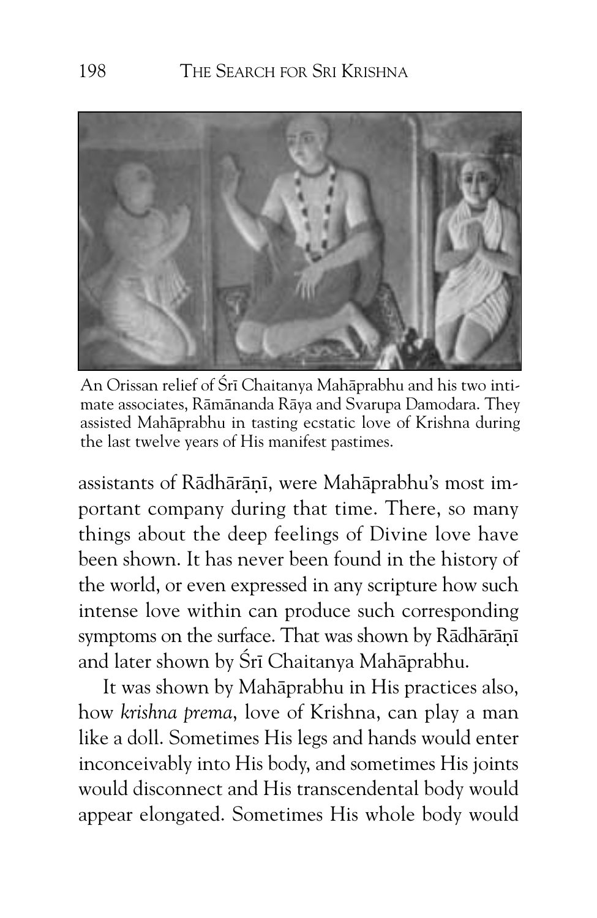An Orissan relief of Śrī Chaitanya Mahāprabhu and his two intimate associates, Rāmānanda Rāya and Svarupa Damodara. They assisted Mahāprabhu in tasting ecstatic love of Krishna during the last twelve years of His manifest pastimes.

assistants of Rādhārāṇī, were Mahāprabhu's most important company during that time. There, so many things about the deep feelings of Divine love have been shown. It has never been found in the history of the world, or even expressed in any scripture how such intense love within can produce such corresponding symptoms on the surface. That was shown by Rādhārāṇī and later shown by Śrī Chaitanya Mahāprabhu.

It was shown by Mahāprabhu in His practices also, how *krishna prema*, love of Krishna, can play a man like a doll. Sometimes His legs and hands would enter inconceivably into His body, and sometimes His joints would disconnect and His transcendental body would appear elongated. Sometimes His whole body would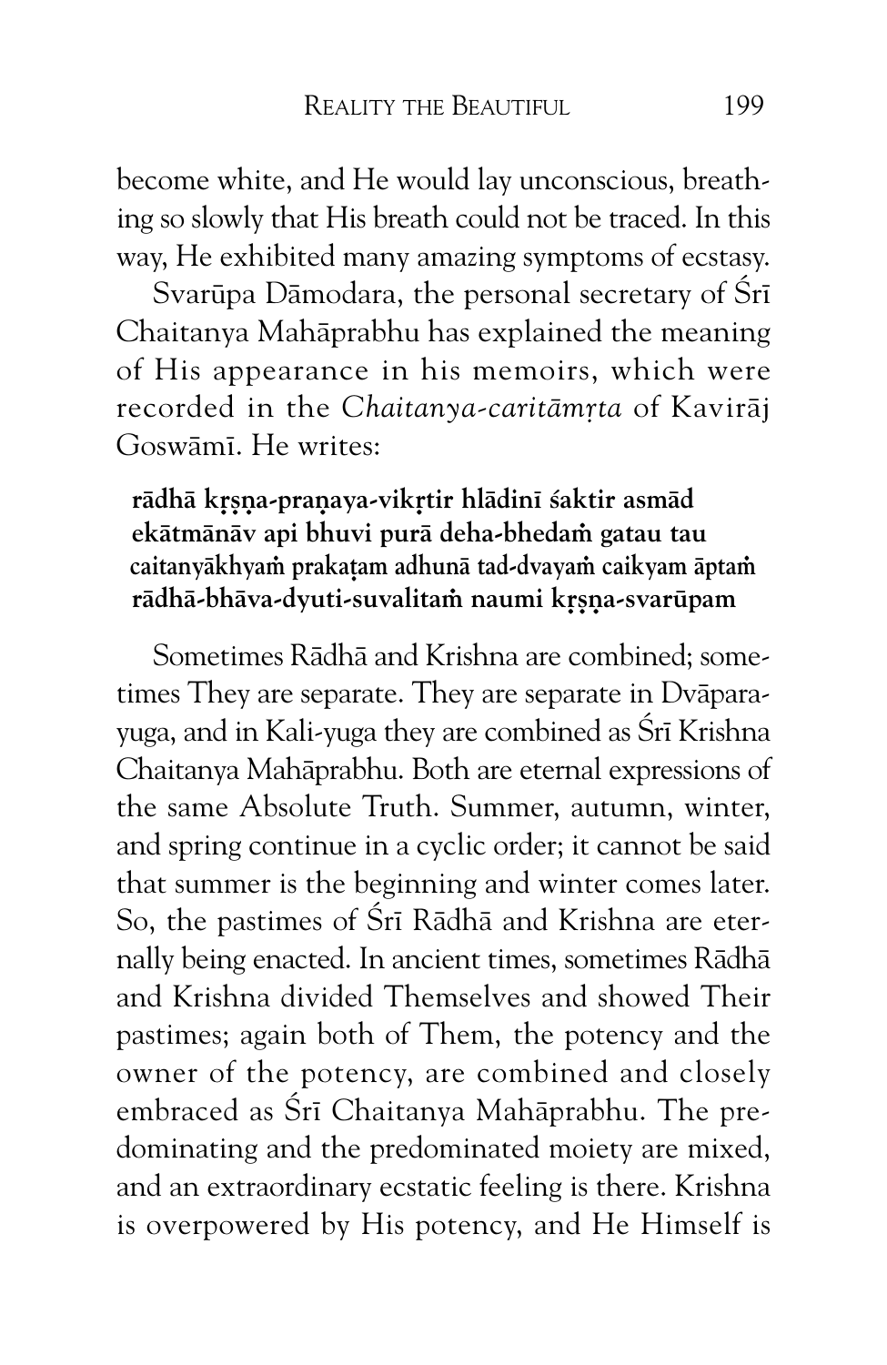become white, and He would lay unconscious, breathing so slowly that His breath could not be traced. In this way, He exhibited many amazing symptoms of ecstasy.

Svarūpa Dāmodara, the personal secretary of Śrī Chaitanya Mahāprabhu has explained the meaning of His appearance in his memoirs, which were recorded in the *Chaitanya-caritāmṛta* of Kavirāj Goswāmī. He writes:

**rādhā kṛṣṇa-praṇaya-vikṛtir hlādinī śaktir asmād**
**ekātmānāv api bhuvi purā deha-bhedaṁ gatau tau**
**caitanyākhyaṁ prakaṭam adhunā tad-dvayaṁ caikyam āptaṁ**
**rādhā-bhāva-dyuti-suvalitaṁ naumi kṛṣṇa-svarūpam**

Sometimes Rādhā and Krishna are combined; sometimes They are separate. They are separate in Dvāpara-yuga, and in Kali-yuga they are combined as Śrī Krishna Chaitanya Mahāprabhu. Both are eternal expressions of the same Absolute Truth. Summer, autumn, winter, and spring continue in a cyclic order; it cannot be said that summer is the beginning and winter comes later. So, the pastimes of Śrī Rādhā and Krishna are eternally being enacted. In ancient times, sometimes Rādhā and Krishna divided Themselves and showed Their pastimes; again both of Them, the potency and the owner of the potency, are combined and closely embraced as Śrī Chaitanya Mahāprabhu. The predominating and the predominated moiety are mixed, and an extraordinary ecstatic feeling is there. Krishna is overpowered by His potency, and He Himself is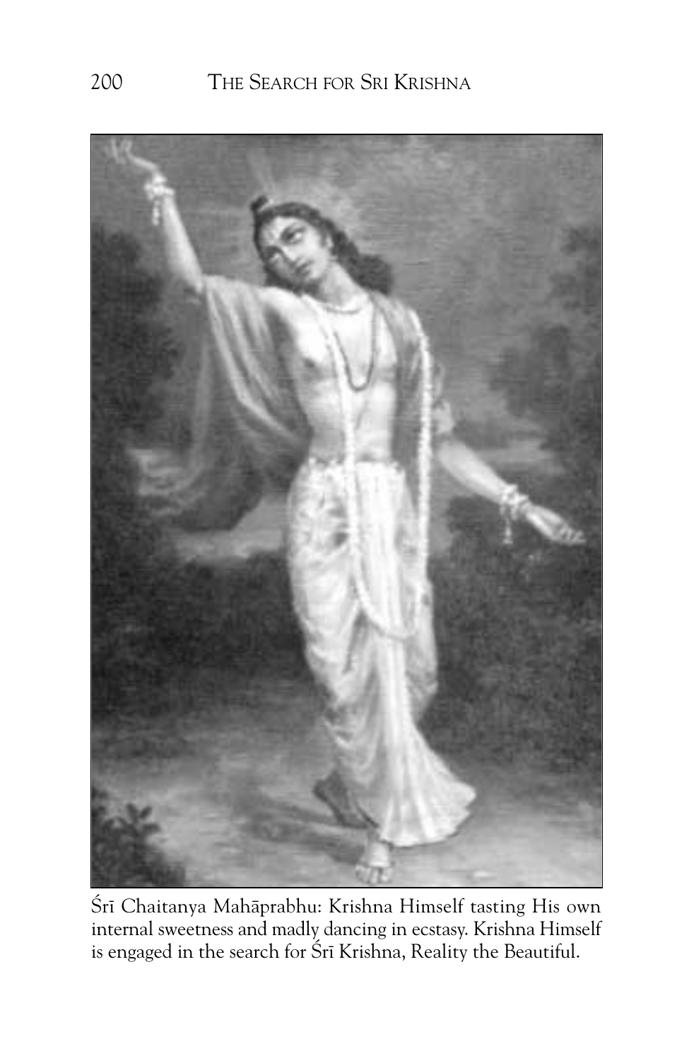Śrī Chaitanya Mahāprabhu: Krishna Himself tasting His own internal sweetness and madly dancing in ecstasy. Krishna Himself is engaged in the search for Śrī Krishna, Reality the Beautiful.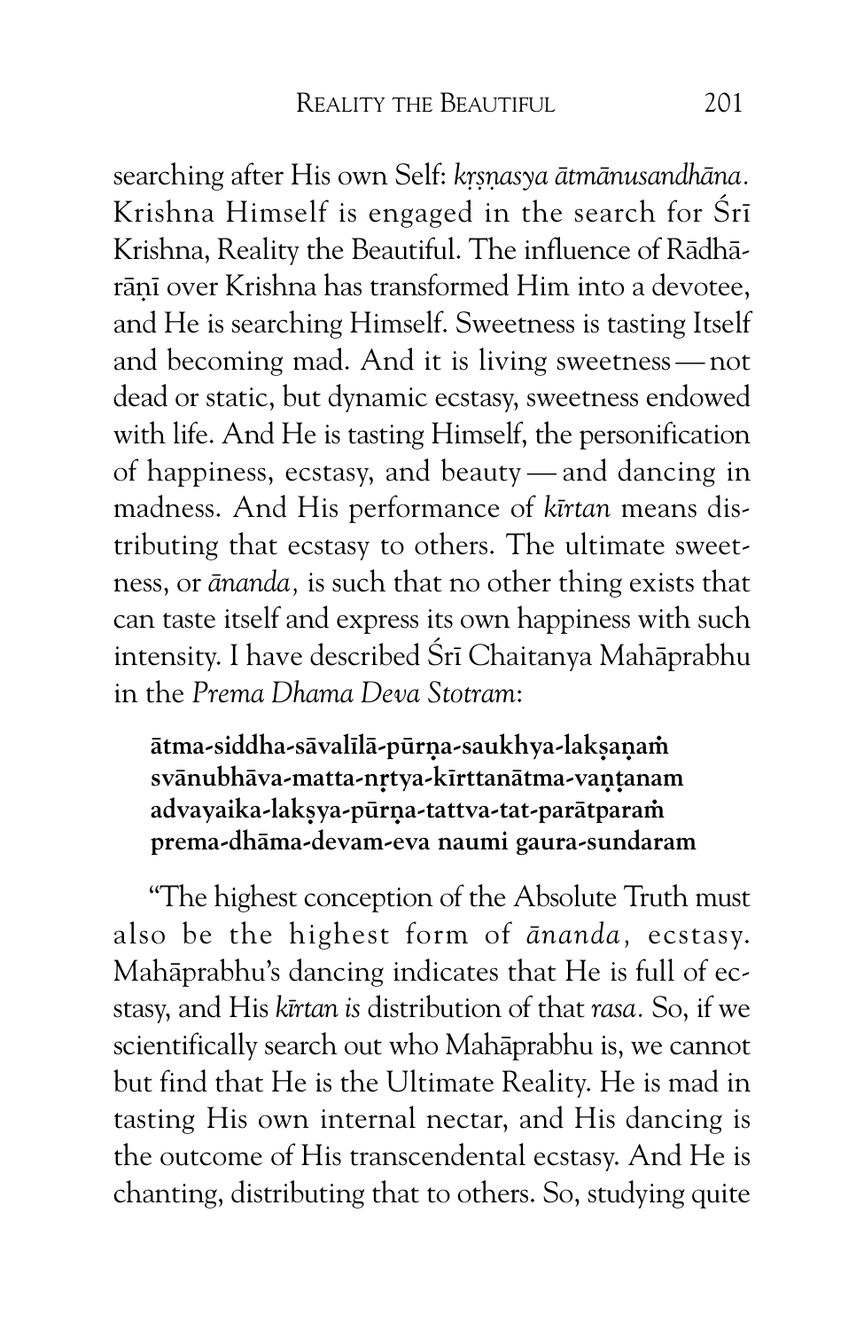searching after His own Self: *kṛṣṇasya ātmānusandhāna.* Krishna Himself is engaged in the search for Śrī Krishna, Reality the Beautiful. The influence of Rādhārāṇī over Krishna has transformed Him into a devotee, and He is searching Himself. Sweetness is tasting Itself and becoming mad. And it is living sweetness — not dead or static, but dynamic ecstasy, sweetness endowed with life. And He is tasting Himself, the personification of happiness, ecstasy, and beauty — and dancing in madness. And His performance of *kīrtan* means distributing that ecstasy to others. The ultimate sweetness, or *ānanda,* is such that no other thing exists that can taste itself and express its own happiness with such intensity. I have described Śrī Chaitanya Mahāprabhu in the *Prema Dhama Deva Stotram*:

**ātma-siddha-sāvalīlā-pūrṇa-saukhya-lakṣaṇaṁ**
**svānubhāva-matta-nṛtya-kīrttanātma-vaṇṭanam**
**advayaika-lakṣya-pūrṇa-tattva-tat-parātparaṁ**
**prema-dhāma-devam-eva naumi gaura-sundaram**

"The highest conception of the Absolute Truth must also be the highest form of *ānanda,* ecstasy. Mahāprabhu's dancing indicates that He is full of ecstasy, and His *kīrtan is* distribution of that *rasa.* So, if we scientifically search out who Mahāprabhu is, we cannot but find that He is the Ultimate Reality. He is mad in tasting His own internal nectar, and His dancing is the outcome of His transcendental ecstasy. And He is chanting, distributing that to others. So, studying quite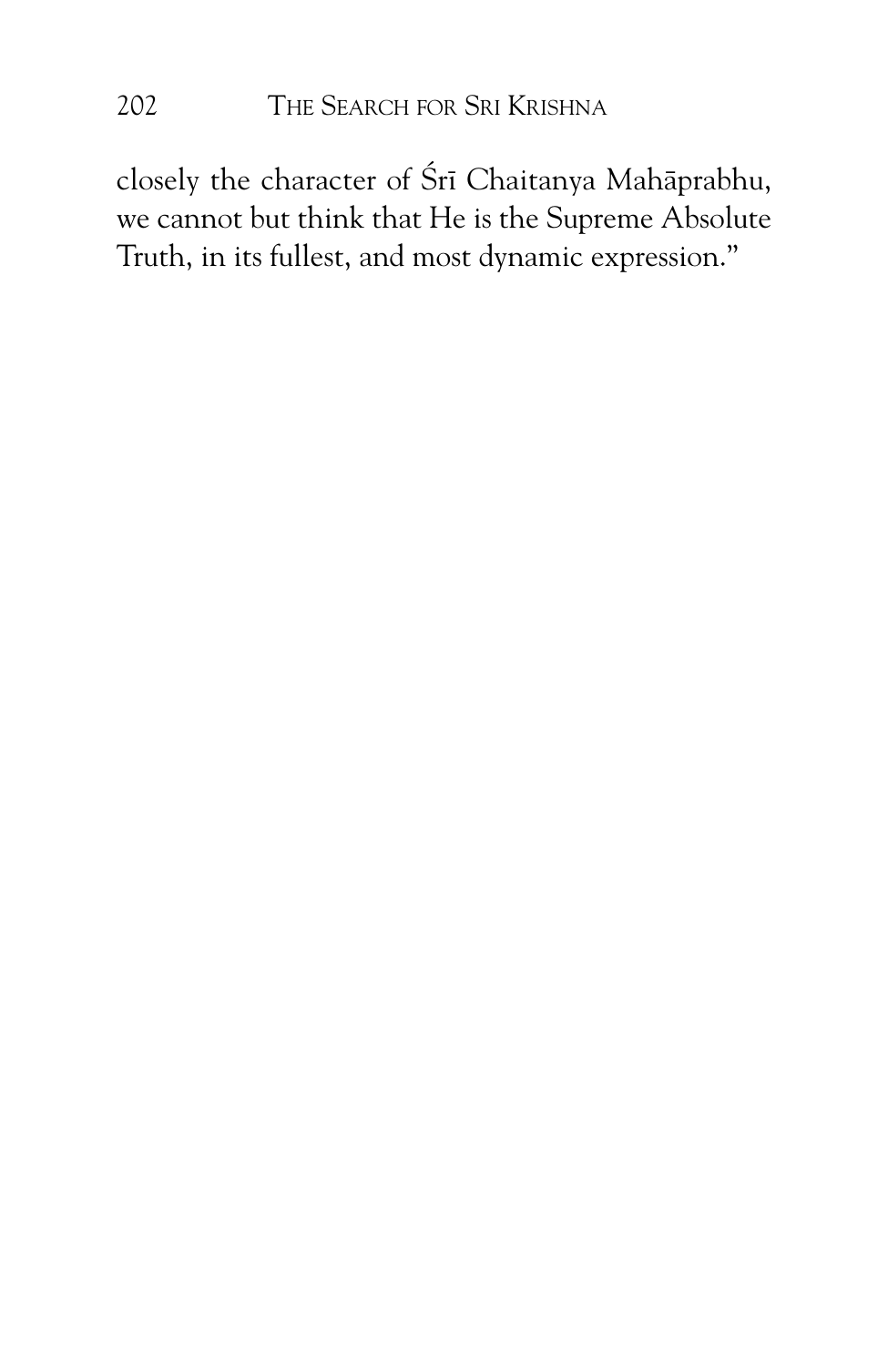closely the character of Śrī Chaitanya Mahāprabhu, we cannot but think that He is the Supreme Absolute Truth, in its fullest, and most dynamic expression."